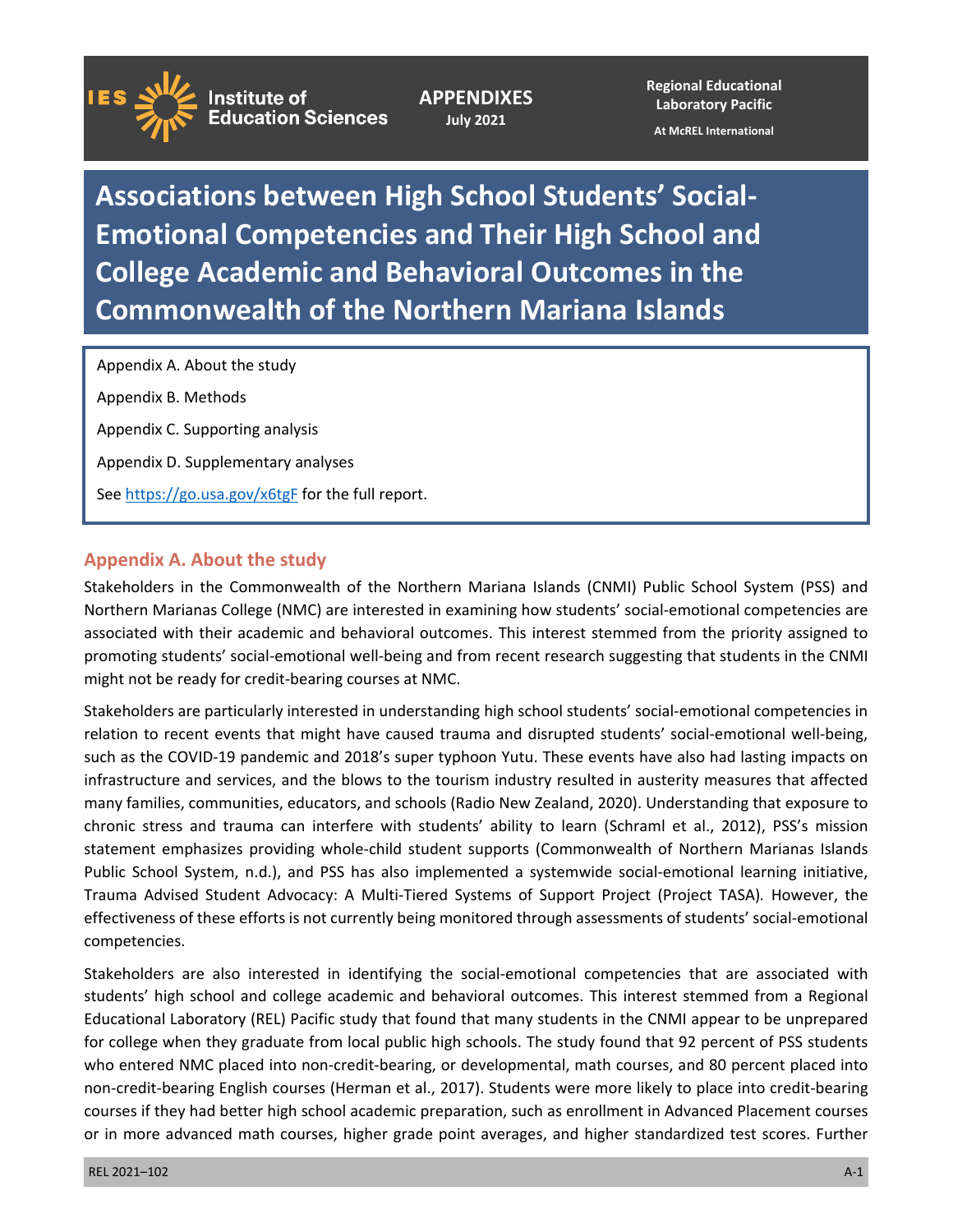IES Institute of Education Sciences

**APPENDIXES**
July 2021

**Regional Educational Laboratory Pacific**
At McREL International

# Associations between High School Students' Social-Emotional Competencies and Their High School and College Academic and Behavioral Outcomes in the Commonwealth of the Northern Mariana Islands

Appendix A. About the study

Appendix B. Methods

Appendix C. Supporting analysis

Appendix D. Supplementary analyses

See https://go.usa.gov/x6tgF for the full report.

## Appendix A. About the study

Stakeholders in the Commonwealth of the Northern Mariana Islands (CNMI) Public School System (PSS) and Northern Marianas College (NMC) are interested in examining how students' social-emotional competencies are associated with their academic and behavioral outcomes. This interest stemmed from the priority assigned to promoting students' social-emotional well-being and from recent research suggesting that students in the CNMI might not be ready for credit-bearing courses at NMC.

Stakeholders are particularly interested in understanding high school students' social-emotional competencies in relation to recent events that might have caused trauma and disrupted students' social-emotional well-being, such as the COVID-19 pandemic and 2018's super typhoon Yutu. These events have also had lasting impacts on infrastructure and services, and the blows to the tourism industry resulted in austerity measures that affected many families, communities, educators, and schools (Radio New Zealand, 2020). Understanding that exposure to chronic stress and trauma can interfere with students' ability to learn (Schraml et al., 2012), PSS's mission statement emphasizes providing whole-child student supports (Commonwealth of Northern Marianas Islands Public School System, n.d.), and PSS has also implemented a systemwide social-emotional learning initiative, Trauma Advised Student Advocacy: A Multi-Tiered Systems of Support Project (Project TASA). However, the effectiveness of these efforts is not currently being monitored through assessments of students' social-emotional competencies.

Stakeholders are also interested in identifying the social-emotional competencies that are associated with students' high school and college academic and behavioral outcomes. This interest stemmed from a Regional Educational Laboratory (REL) Pacific study that found that many students in the CNMI appear to be unprepared for college when they graduate from local public high schools. The study found that 92 percent of PSS students who entered NMC placed into non-credit-bearing, or developmental, math courses, and 80 percent placed into non-credit-bearing English courses (Herman et al., 2017). Students were more likely to place into credit-bearing courses if they had better high school academic preparation, such as enrollment in Advanced Placement courses or in more advanced math courses, higher grade point averages, and higher standardized test scores. Further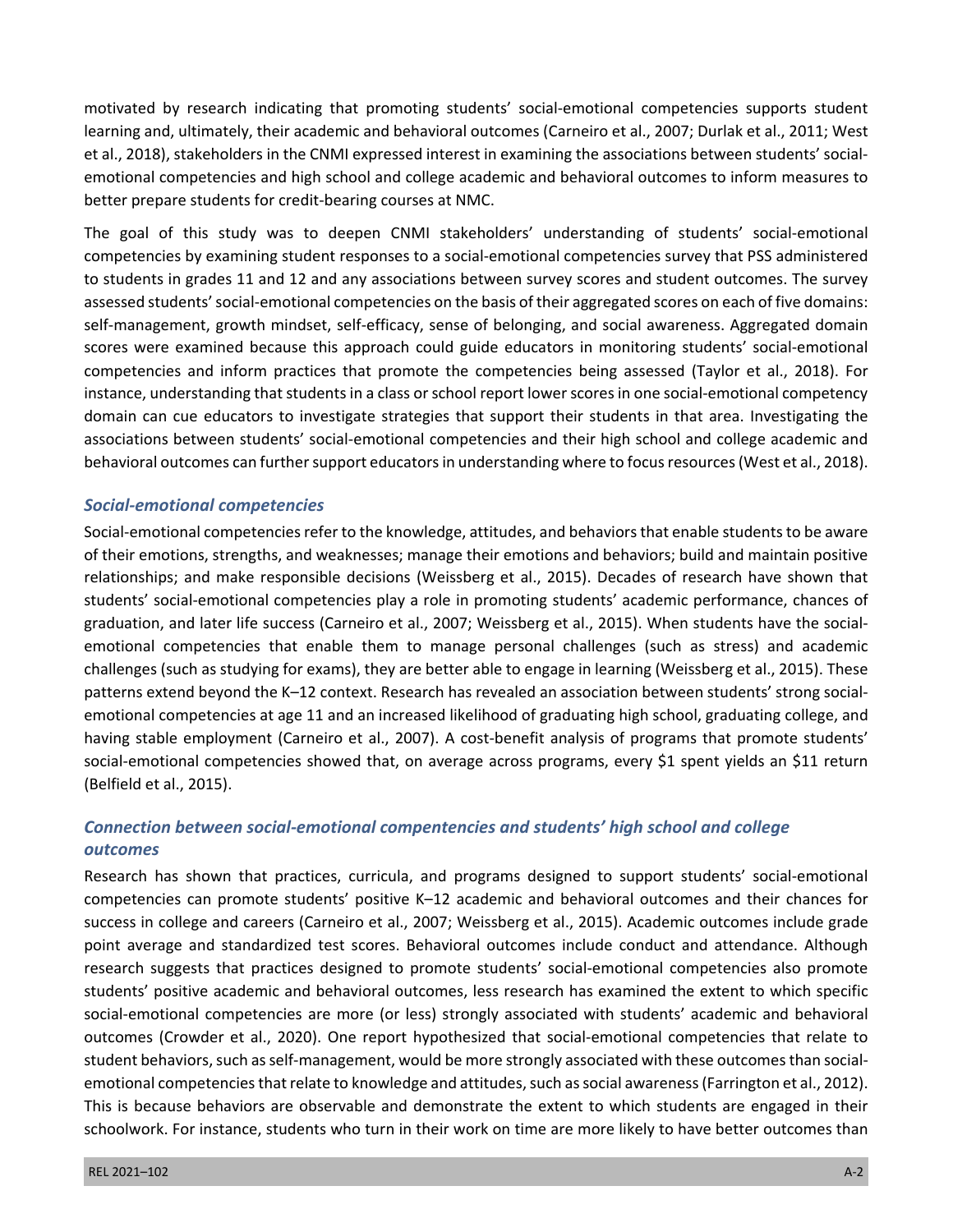motivated by research indicating that promoting students' social-emotional competencies supports student learning and, ultimately, their academic and behavioral outcomes (Carneiro et al., 2007; Durlak et al., 2011; West et al., 2018), stakeholders in the CNMI expressed interest in examining the associations between students' social-emotional competencies and high school and college academic and behavioral outcomes to inform measures to better prepare students for credit-bearing courses at NMC.

The goal of this study was to deepen CNMI stakeholders' understanding of students' social-emotional competencies by examining student responses to a social-emotional competencies survey that PSS administered to students in grades 11 and 12 and any associations between survey scores and student outcomes. The survey assessed students' social-emotional competencies on the basis of their aggregated scores on each of five domains: self-management, growth mindset, self-efficacy, sense of belonging, and social awareness. Aggregated domain scores were examined because this approach could guide educators in monitoring students' social-emotional competencies and inform practices that promote the competencies being assessed (Taylor et al., 2018). For instance, understanding that students in a class or school report lower scores in one social-emotional competency domain can cue educators to investigate strategies that support their students in that area. Investigating the associations between students' social-emotional competencies and their high school and college academic and behavioral outcomes can further support educators in understanding where to focus resources (West et al., 2018).

### *Social-emotional competencies*

Social-emotional competencies refer to the knowledge, attitudes, and behaviors that enable students to be aware of their emotions, strengths, and weaknesses; manage their emotions and behaviors; build and maintain positive relationships; and make responsible decisions (Weissberg et al., 2015). Decades of research have shown that students' social-emotional competencies play a role in promoting students' academic performance, chances of graduation, and later life success (Carneiro et al., 2007; Weissberg et al., 2015). When students have the social-emotional competencies that enable them to manage personal challenges (such as stress) and academic challenges (such as studying for exams), they are better able to engage in learning (Weissberg et al., 2015). These patterns extend beyond the K–12 context. Research has revealed an association between students' strong social-emotional competencies at age 11 and an increased likelihood of graduating high school, graduating college, and having stable employment (Carneiro et al., 2007). A cost-benefit analysis of programs that promote students' social-emotional competencies showed that, on average across programs, every $1 spent yields an $11 return (Belfield et al., 2015).

### *Connection between social-emotional compentencies and students' high school and college outcomes*

Research has shown that practices, curricula, and programs designed to support students' social-emotional competencies can promote students' positive K–12 academic and behavioral outcomes and their chances for success in college and careers (Carneiro et al., 2007; Weissberg et al., 2015). Academic outcomes include grade point average and standardized test scores. Behavioral outcomes include conduct and attendance. Although research suggests that practices designed to promote students' social-emotional competencies also promote students' positive academic and behavioral outcomes, less research has examined the extent to which specific social-emotional competencies are more (or less) strongly associated with students' academic and behavioral outcomes (Crowder et al., 2020). One report hypothesized that social-emotional competencies that relate to student behaviors, such as self-management, would be more strongly associated with these outcomes than social-emotional competencies that relate to knowledge and attitudes, such as social awareness (Farrington et al., 2012). This is because behaviors are observable and demonstrate the extent to which students are engaged in their schoolwork. For instance, students who turn in their work on time are more likely to have better outcomes than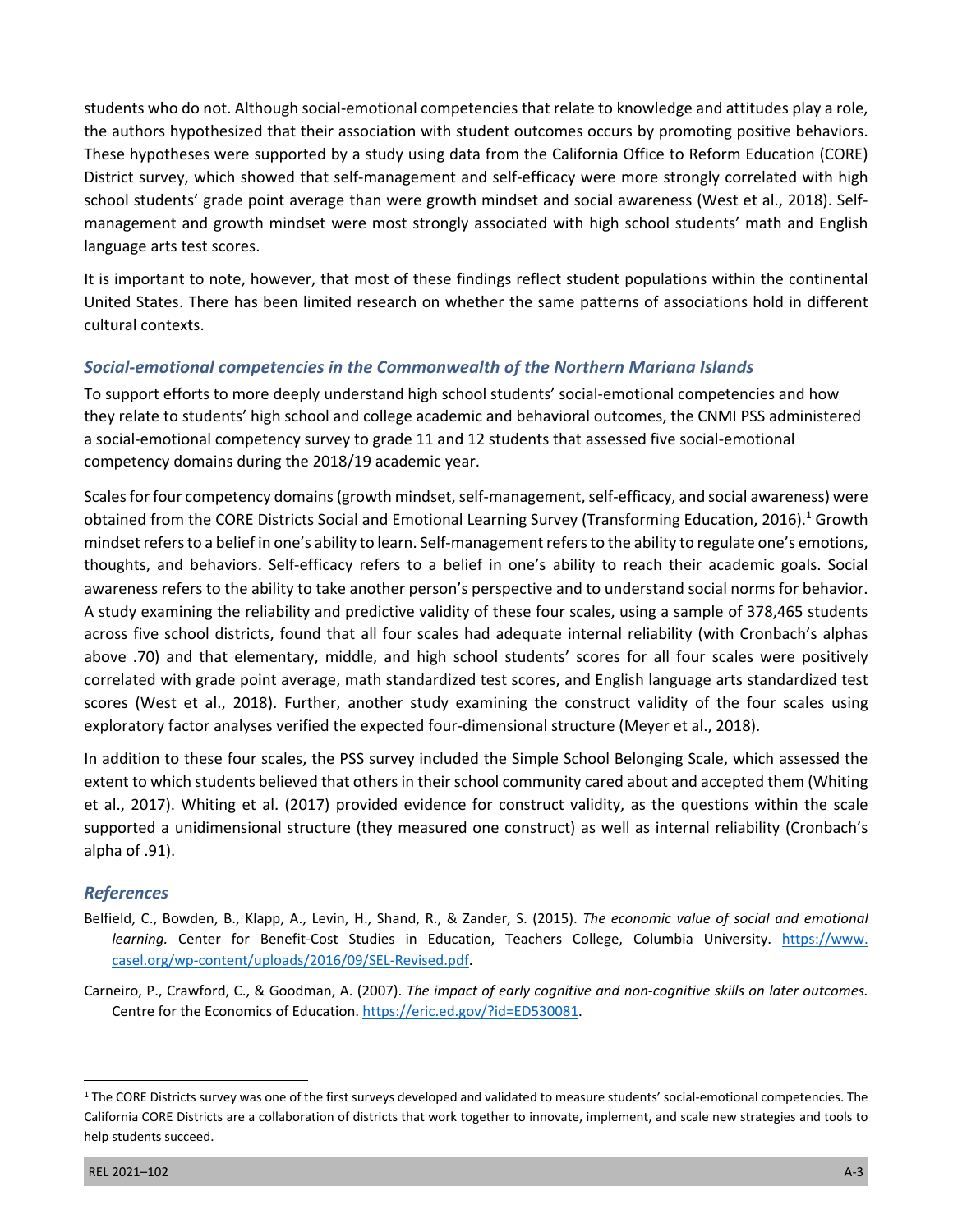students who do not. Although social-emotional competencies that relate to knowledge and attitudes play a role, the authors hypothesized that their association with student outcomes occurs by promoting positive behaviors. These hypotheses were supported by a study using data from the California Office to Reform Education (CORE) District survey, which showed that self-management and self-efficacy were more strongly correlated with high school students' grade point average than were growth mindset and social awareness (West et al., 2018). Self-management and growth mindset were most strongly associated with high school students' math and English language arts test scores.

It is important to note, however, that most of these findings reflect student populations within the continental United States. There has been limited research on whether the same patterns of associations hold in different cultural contexts.

### *Social-emotional competencies in the Commonwealth of the Northern Mariana Islands*

To support efforts to more deeply understand high school students' social-emotional competencies and how they relate to students' high school and college academic and behavioral outcomes, the CNMI PSS administered a social-emotional competency survey to grade 11 and 12 students that assessed five social-emotional competency domains during the 2018/19 academic year.

Scales for four competency domains (growth mindset, self-management, self-efficacy, and social awareness) were obtained from the CORE Districts Social and Emotional Learning Survey (Transforming Education, 2016).[1] Growth mindset refers to a belief in one's ability to learn. Self-management refers to the ability to regulate one's emotions, thoughts, and behaviors. Self-efficacy refers to a belief in one's ability to reach their academic goals. Social awareness refers to the ability to take another person's perspective and to understand social norms for behavior. A study examining the reliability and predictive validity of these four scales, using a sample of 378,465 students across five school districts, found that all four scales had adequate internal reliability (with Cronbach's alphas above .70) and that elementary, middle, and high school students' scores for all four scales were positively correlated with grade point average, math standardized test scores, and English language arts standardized test scores (West et al., 2018). Further, another study examining the construct validity of the four scales using exploratory factor analyses verified the expected four-dimensional structure (Meyer et al., 2018).

In addition to these four scales, the PSS survey included the Simple School Belonging Scale, which assessed the extent to which students believed that others in their school community cared about and accepted them (Whiting et al., 2017). Whiting et al. (2017) provided evidence for construct validity, as the questions within the scale supported a unidimensional structure (they measured one construct) as well as internal reliability (Cronbach's alpha of .91).

### *References*

Belfield, C., Bowden, B., Klapp, A., Levin, H., Shand, R., & Zander, S. (2015). *The economic value of social and emotional learning.* Center for Benefit-Cost Studies in Education, Teachers College, Columbia University. https://www.casel.org/wp-content/uploads/2016/09/SEL-Revised.pdf.

Carneiro, P., Crawford, C., & Goodman, A. (2007). *The impact of early cognitive and non-cognitive skills on later outcomes.* Centre for the Economics of Education. https://eric.ed.gov/?id=ED530081.

[1] The CORE Districts survey was one of the first surveys developed and validated to measure students' social-emotional competencies. The California CORE Districts are a collaboration of districts that work together to innovate, implement, and scale new strategies and tools to help students succeed.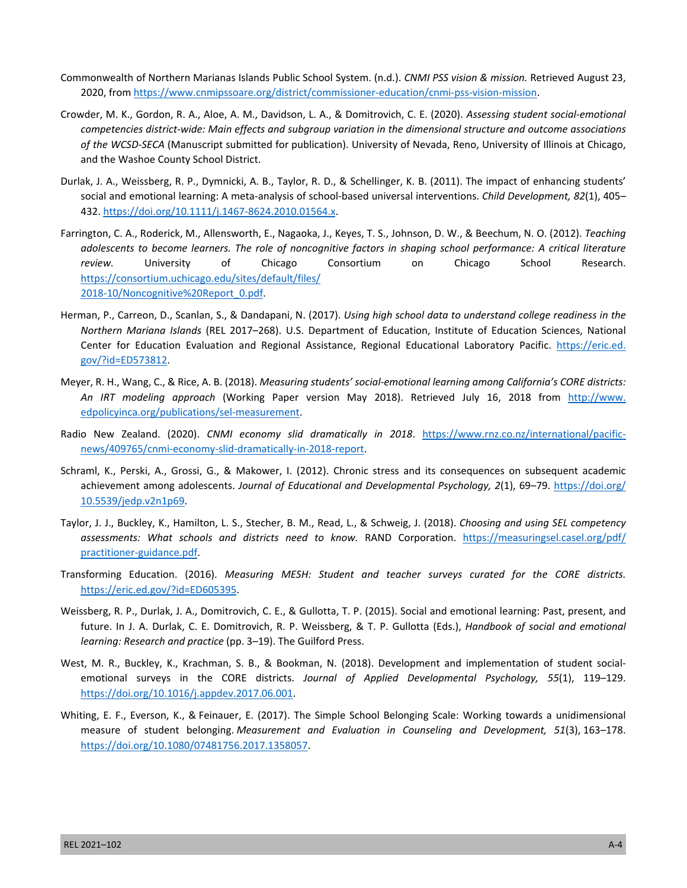Commonwealth of Northern Marianas Islands Public School System. (n.d.). *CNMI PSS vision & mission.* Retrieved August 23, 2020, from https://www.cnmipssoare.org/district/commissioner-education/cnmi-pss-vision-mission.

Crowder, M. K., Gordon, R. A., Aloe, A. M., Davidson, L. A., & Domitrovich, C. E. (2020). *Assessing student social-emotional competencies district-wide: Main effects and subgroup variation in the dimensional structure and outcome associations of the WCSD-SECA* (Manuscript submitted for publication). University of Nevada, Reno, University of Illinois at Chicago, and the Washoe County School District.

Durlak, J. A., Weissberg, R. P., Dymnicki, A. B., Taylor, R. D., & Schellinger, K. B. (2011). The impact of enhancing students' social and emotional learning: A meta-analysis of school-based universal interventions. *Child Development, 82*(1), 405–432. https://doi.org/10.1111/j.1467-8624.2010.01564.x.

Farrington, C. A., Roderick, M., Allensworth, E., Nagaoka, J., Keyes, T. S., Johnson, D. W., & Beechum, N. O. (2012). *Teaching adolescents to become learners. The role of noncognitive factors in shaping school performance: A critical literature review.* University of Chicago Consortium on Chicago School Research. https://consortium.uchicago.edu/sites/default/files/2018-10/Noncognitive%20Report_0.pdf.

Herman, P., Carreon, D., Scanlan, S., & Dandapani, N. (2017). *Using high school data to understand college readiness in the Northern Mariana Islands* (REL 2017–268). U.S. Department of Education, Institute of Education Sciences, National Center for Education Evaluation and Regional Assistance, Regional Educational Laboratory Pacific. https://eric.ed.gov/?id=ED573812.

Meyer, R. H., Wang, C., & Rice, A. B. (2018). *Measuring students' social-emotional learning among California's CORE districts: An IRT modeling approach* (Working Paper version May 2018). Retrieved July 16, 2018 from http://www.edpolicyinca.org/publications/sel-measurement.

Radio New Zealand. (2020). *CNMI economy slid dramatically in 2018*. https://www.rnz.co.nz/international/pacific-news/409765/cnmi-economy-slid-dramatically-in-2018-report.

Schraml, K., Perski, A., Grossi, G., & Makower, I. (2012). Chronic stress and its consequences on subsequent academic achievement among adolescents. *Journal of Educational and Developmental Psychology, 2*(1), 69–79. https://doi.org/10.5539/jedp.v2n1p69.

Taylor, J. J., Buckley, K., Hamilton, L. S., Stecher, B. M., Read, L., & Schweig, J. (2018). *Choosing and using SEL competency assessments: What schools and districts need to know.* RAND Corporation. https://measuringsel.casel.org/pdf/practitioner-guidance.pdf.

Transforming Education. (2016). *Measuring MESH: Student and teacher surveys curated for the CORE districts.* https://eric.ed.gov/?id=ED605395.

Weissberg, R. P., Durlak, J. A., Domitrovich, C. E., & Gullotta, T. P. (2015). Social and emotional learning: Past, present, and future. In J. A. Durlak, C. E. Domitrovich, R. P. Weissberg, & T. P. Gullotta (Eds.), *Handbook of social and emotional learning: Research and practice* (pp. 3–19). The Guilford Press.

West, M. R., Buckley, K., Krachman, S. B., & Bookman, N. (2018). Development and implementation of student social-emotional surveys in the CORE districts. *Journal of Applied Developmental Psychology, 55*(1), 119–129. https://doi.org/10.1016/j.appdev.2017.06.001.

Whiting, E. F., Everson, K., & Feinauer, E. (2017). The Simple School Belonging Scale: Working towards a unidimensional measure of student belonging. *Measurement and Evaluation in Counseling and Development, 51*(3), 163–178. https://doi.org/10.1080/07481756.2017.1358057.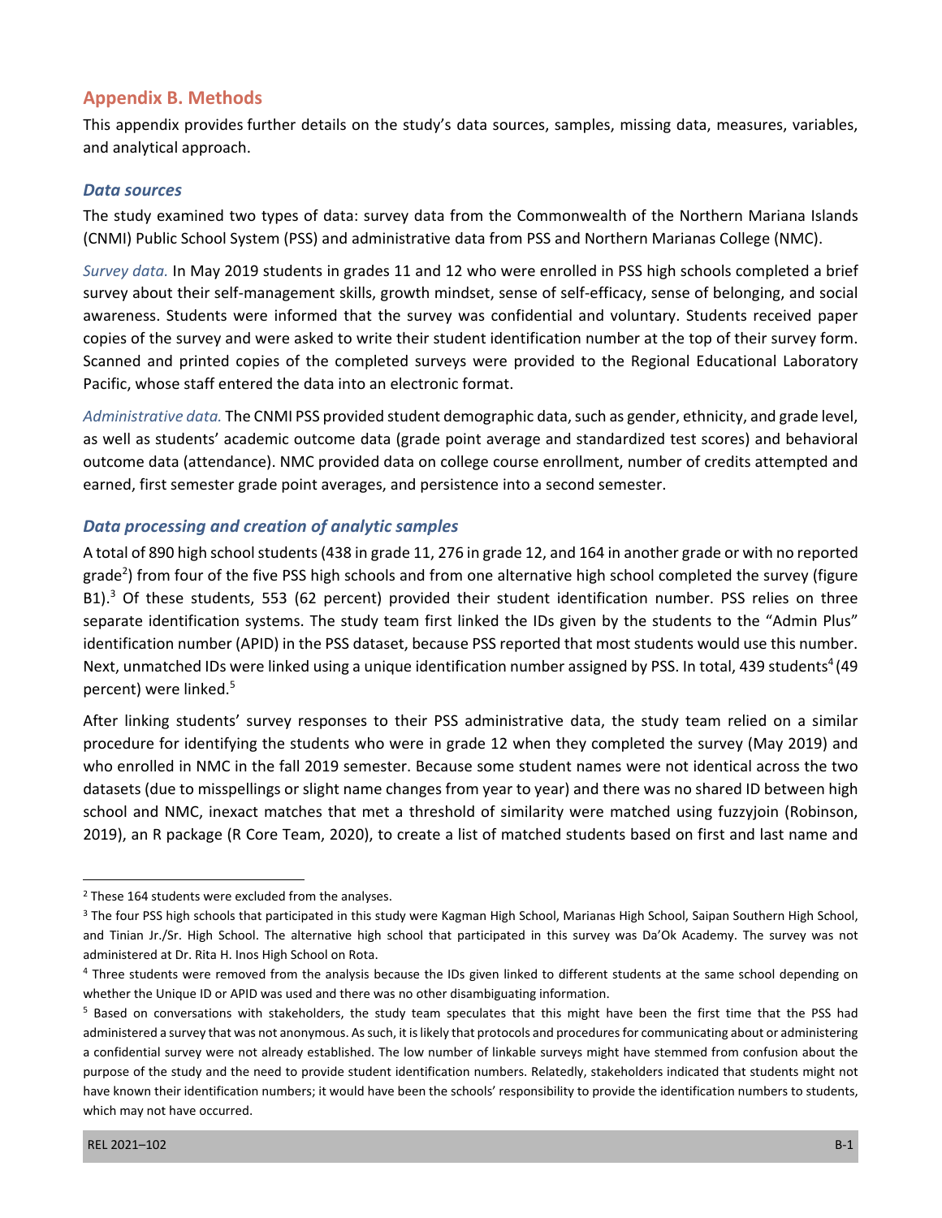## Appendix B. Methods

This appendix provides further details on the study's data sources, samples, missing data, measures, variables, and analytical approach.

### *Data sources*

The study examined two types of data: survey data from the Commonwealth of the Northern Mariana Islands (CNMI) Public School System (PSS) and administrative data from PSS and Northern Marianas College (NMC).

*Survey data.* In May 2019 students in grades 11 and 12 who were enrolled in PSS high schools completed a brief survey about their self-management skills, growth mindset, sense of self-efficacy, sense of belonging, and social awareness. Students were informed that the survey was confidential and voluntary. Students received paper copies of the survey and were asked to write their student identification number at the top of their survey form. Scanned and printed copies of the completed surveys were provided to the Regional Educational Laboratory Pacific, whose staff entered the data into an electronic format.

*Administrative data.* The CNMI PSS provided student demographic data, such as gender, ethnicity, and grade level, as well as students' academic outcome data (grade point average and standardized test scores) and behavioral outcome data (attendance). NMC provided data on college course enrollment, number of credits attempted and earned, first semester grade point averages, and persistence into a second semester.

### *Data processing and creation of analytic samples*

A total of 890 high school students (438 in grade 11, 276 in grade 12, and 164 in another grade or with no reported grade[2]) from four of the five PSS high schools and from one alternative high school completed the survey (figure B1).[3] Of these students, 553 (62 percent) provided their student identification number. PSS relies on three separate identification systems. The study team first linked the IDs given by the students to the "Admin Plus" identification number (APID) in the PSS dataset, because PSS reported that most students would use this number. Next, unmatched IDs were linked using a unique identification number assigned by PSS. In total, 439 students[4] (49 percent) were linked.[5]

After linking students' survey responses to their PSS administrative data, the study team relied on a similar procedure for identifying the students who were in grade 12 when they completed the survey (May 2019) and who enrolled in NMC in the fall 2019 semester. Because some student names were not identical across the two datasets (due to misspellings or slight name changes from year to year) and there was no shared ID between high school and NMC, inexact matches that met a threshold of similarity were matched using fuzzyjoin (Robinson, 2019), an R package (R Core Team, 2020), to create a list of matched students based on first and last name and

---

[2] These 164 students were excluded from the analyses.

[3] The four PSS high schools that participated in this study were Kagman High School, Marianas High School, Saipan Southern High School, and Tinian Jr./Sr. High School. The alternative high school that participated in this survey was Da'Ok Academy. The survey was not administered at Dr. Rita H. Inos High School on Rota.

[4] Three students were removed from the analysis because the IDs given linked to different students at the same school depending on whether the Unique ID or APID was used and there was no other disambiguating information.

[5] Based on conversations with stakeholders, the study team speculates that this might have been the first time that the PSS had administered a survey that was not anonymous. As such, it is likely that protocols and procedures for communicating about or administering a confidential survey were not already established. The low number of linkable surveys might have stemmed from confusion about the purpose of the study and the need to provide student identification numbers. Relatedly, stakeholders indicated that students might not have known their identification numbers; it would have been the schools' responsibility to provide the identification numbers to students, which may not have occurred.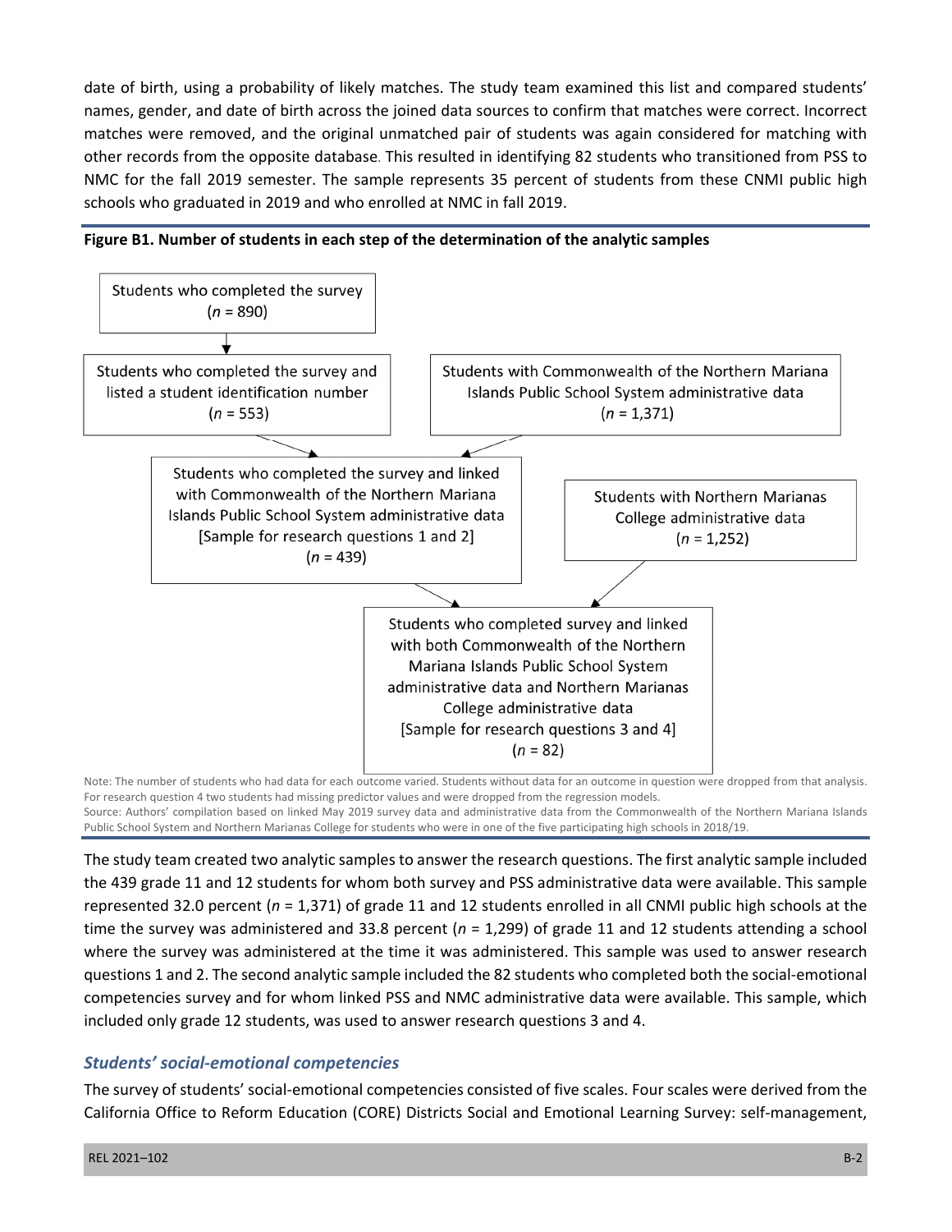date of birth, using a probability of likely matches. The study team examined this list and compared students' names, gender, and date of birth across the joined data sources to confirm that matches were correct. Incorrect matches were removed, and the original unmatched pair of students was again considered for matching with other records from the opposite database. This resulted in identifying 82 students who transitioned from PSS to NMC for the fall 2019 semester. The sample represents 35 percent of students from these CNMI public high schools who graduated in 2019 and who enrolled at NMC in fall 2019.

**Figure B1. Number of students in each step of the determination of the analytic samples**

Students who completed the survey ($n$ = 890)

↓

Students who completed the survey and listed a student identification number ($n$ = 553)

Students with Commonwealth of the Northern Mariana Islands Public School System administrative data ($n$ = 1,371)

↓

Students who completed the survey and linked with Commonwealth of the Northern Mariana Islands Public School System administrative data [Sample for research questions 1 and 2] ($n$ = 439)

Students with Northern Marianas College administrative data ($n$ = 1,252)

↓

Students who completed survey and linked with both Commonwealth of the Northern Mariana Islands Public School System administrative data and Northern Marianas College administrative data [Sample for research questions 3 and 4] ($n$ = 82)

Note: The number of students who had data for each outcome varied. Students without data for an outcome in question were dropped from that analysis. For research question 4 two students had missing predictor values and were dropped from the regression models.

Source: Authors' compilation based on linked May 2019 survey data and administrative data from the Commonwealth of the Northern Mariana Islands Public School System and Northern Marianas College for students who were in one of the five participating high schools in 2018/19.

The study team created two analytic samples to answer the research questions. The first analytic sample included the 439 grade 11 and 12 students for whom both survey and PSS administrative data were available. This sample represented 32.0 percent ($n$ = 1,371) of grade 11 and 12 students enrolled in all CNMI public high schools at the time the survey was administered and 33.8 percent ($n$ = 1,299) of grade 11 and 12 students attending a school where the survey was administered at the time it was administered. This sample was used to answer research questions 1 and 2. The second analytic sample included the 82 students who completed both the social-emotional competencies survey and for whom linked PSS and NMC administrative data were available. This sample, which included only grade 12 students, was used to answer research questions 3 and 4.

### *Students' social-emotional competencies*

The survey of students' social-emotional competencies consisted of five scales. Four scales were derived from the California Office to Reform Education (CORE) Districts Social and Emotional Learning Survey: self-management,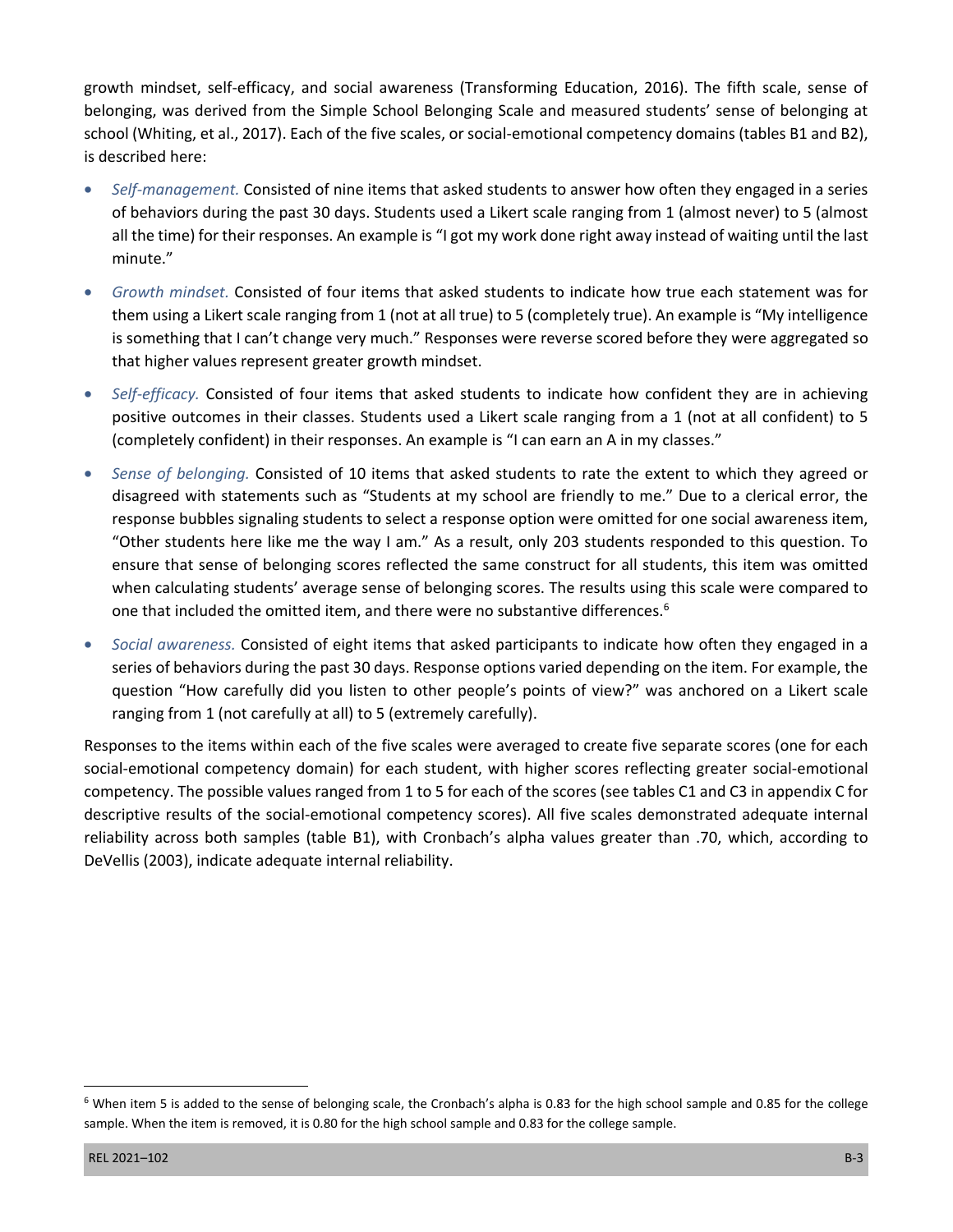growth mindset, self-efficacy, and social awareness (Transforming Education, 2016). The fifth scale, sense of belonging, was derived from the Simple School Belonging Scale and measured students' sense of belonging at school (Whiting, et al., 2017). Each of the five scales, or social-emotional competency domains (tables B1 and B2), is described here:

- *Self-management.* Consisted of nine items that asked students to answer how often they engaged in a series of behaviors during the past 30 days. Students used a Likert scale ranging from 1 (almost never) to 5 (almost all the time) for their responses. An example is "I got my work done right away instead of waiting until the last minute."
- *Growth mindset.* Consisted of four items that asked students to indicate how true each statement was for them using a Likert scale ranging from 1 (not at all true) to 5 (completely true). An example is "My intelligence is something that I can't change very much." Responses were reverse scored before they were aggregated so that higher values represent greater growth mindset.
- *Self-efficacy.* Consisted of four items that asked students to indicate how confident they are in achieving positive outcomes in their classes. Students used a Likert scale ranging from a 1 (not at all confident) to 5 (completely confident) in their responses. An example is "I can earn an A in my classes."
- *Sense of belonging.* Consisted of 10 items that asked students to rate the extent to which they agreed or disagreed with statements such as "Students at my school are friendly to me." Due to a clerical error, the response bubbles signaling students to select a response option were omitted for one social awareness item, "Other students here like me the way I am." As a result, only 203 students responded to this question. To ensure that sense of belonging scores reflected the same construct for all students, this item was omitted when calculating students' average sense of belonging scores. The results using this scale were compared to one that included the omitted item, and there were no substantive differences.[6]
- *Social awareness.* Consisted of eight items that asked participants to indicate how often they engaged in a series of behaviors during the past 30 days. Response options varied depending on the item. For example, the question "How carefully did you listen to other people's points of view?" was anchored on a Likert scale ranging from 1 (not carefully at all) to 5 (extremely carefully).

Responses to the items within each of the five scales were averaged to create five separate scores (one for each social-emotional competency domain) for each student, with higher scores reflecting greater social-emotional competency. The possible values ranged from 1 to 5 for each of the scores (see tables C1 and C3 in appendix C for descriptive results of the social-emotional competency scores). All five scales demonstrated adequate internal reliability across both samples (table B1), with Cronbach's alpha values greater than .70, which, according to DeVellis (2003), indicate adequate internal reliability.

[6] When item 5 is added to the sense of belonging scale, the Cronbach's alpha is 0.83 for the high school sample and 0.85 for the college sample. When the item is removed, it is 0.80 for the high school sample and 0.83 for the college sample.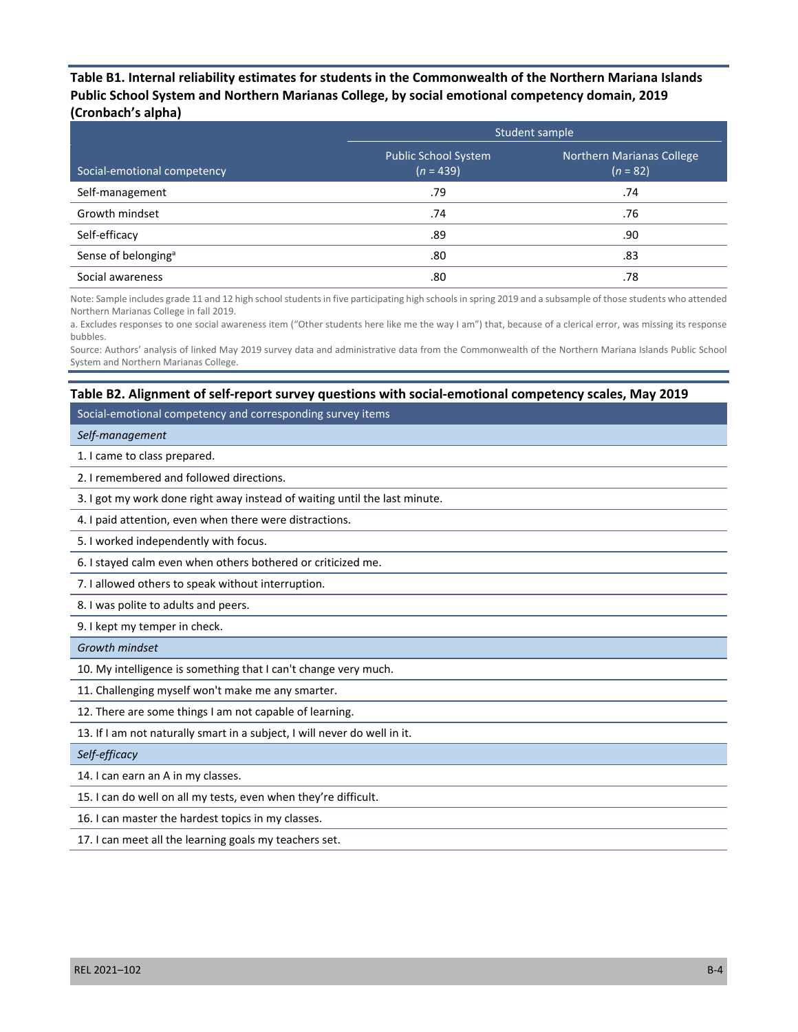**Table B1. Internal reliability estimates for students in the Commonwealth of the Northern Mariana Islands Public School System and Northern Marianas College, by social emotional competency domain, 2019 (Cronbach's alpha)**

| | Student sample | |
|---|---|---|
| Social-emotional competency | Public School System (*n* = 439) | Northern Marianas College (*n* = 82) |
| Self-management | .79 | .74 |
| Growth mindset | .74 | .76 |
| Self-efficacy | .89 | .90 |
| Sense of belonging[a] | .80 | .83 |
| Social awareness | .80 | .78 |

Note: Sample includes grade 11 and 12 high school students in five participating high schools in spring 2019 and a subsample of those students who attended Northern Marianas College in fall 2019.

a. Excludes responses to one social awareness item ("Other students here like me the way I am") that, because of a clerical error, was missing its response bubbles.

Source: Authors' analysis of linked May 2019 survey data and administrative data from the Commonwealth of the Northern Mariana Islands Public School System and Northern Marianas College.

**Table B2. Alignment of self-report survey questions with social-emotional competency scales, May 2019**

| Social-emotional competency and corresponding survey items |
|---|
| *Self-management* |
| 1. I came to class prepared. |
| 2. I remembered and followed directions. |
| 3. I got my work done right away instead of waiting until the last minute. |
| 4. I paid attention, even when there were distractions. |
| 5. I worked independently with focus. |
| 6. I stayed calm even when others bothered or criticized me. |
| 7. I allowed others to speak without interruption. |
| 8. I was polite to adults and peers. |
| 9. I kept my temper in check. |
| *Growth mindset* |
| 10. My intelligence is something that I can't change very much. |
| 11. Challenging myself won't make me any smarter. |
| 12. There are some things I am not capable of learning. |
| 13. If I am not naturally smart in a subject, I will never do well in it. |
| *Self-efficacy* |
| 14. I can earn an A in my classes. |
| 15. I can do well on all my tests, even when they're difficult. |
| 16. I can master the hardest topics in my classes. |
| 17. I can meet all the learning goals my teachers set. |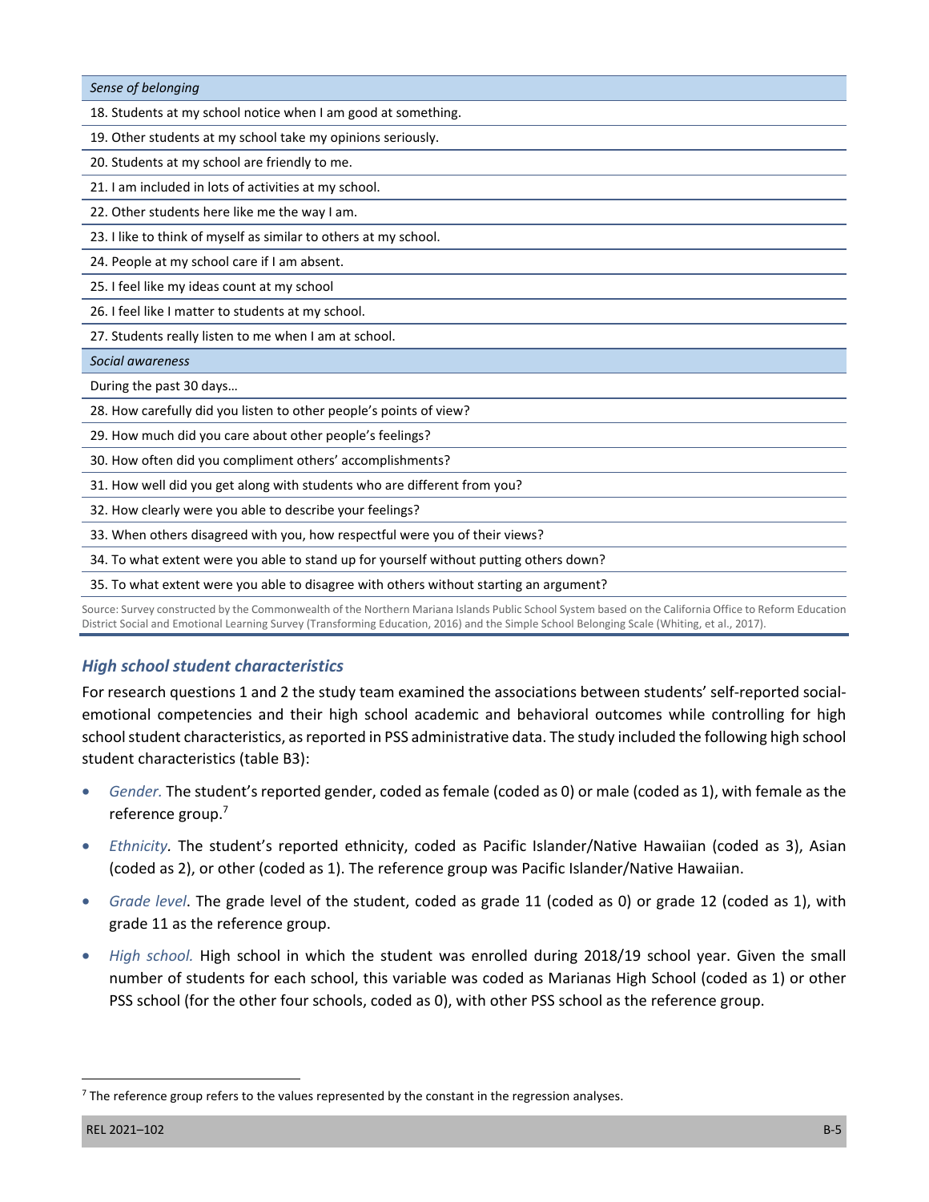| *Sense of belonging* |
| --- |
| 18. Students at my school notice when I am good at something. |
| 19. Other students at my school take my opinions seriously. |
| 20. Students at my school are friendly to me. |
| 21. I am included in lots of activities at my school. |
| 22. Other students here like me the way I am. |
| 23. I like to think of myself as similar to others at my school. |
| 24. People at my school care if I am absent. |
| 25. I feel like my ideas count at my school |
| 26. I feel like I matter to students at my school. |
| 27. Students really listen to me when I am at school. |
| *Social awareness* |
| During the past 30 days… |
| 28. How carefully did you listen to other people's points of view? |
| 29. How much did you care about other people's feelings? |
| 30. How often did you compliment others' accomplishments? |
| 31. How well did you get along with students who are different from you? |
| 32. How clearly were you able to describe your feelings? |
| 33. When others disagreed with you, how respectful were you of their views? |
| 34. To what extent were you able to stand up for yourself without putting others down? |
| 35. To what extent were you able to disagree with others without starting an argument? |

Source: Survey constructed by the Commonwealth of the Northern Mariana Islands Public School System based on the California Office to Reform Education District Social and Emotional Learning Survey (Transforming Education, 2016) and the Simple School Belonging Scale (Whiting, et al., 2017).

### *High school student characteristics*

For research questions 1 and 2 the study team examined the associations between students' self-reported social-emotional competencies and their high school academic and behavioral outcomes while controlling for high school student characteristics, as reported in PSS administrative data. The study included the following high school student characteristics (table B3):

- *Gender.* The student's reported gender, coded as female (coded as 0) or male (coded as 1), with female as the reference group.[7]
- *Ethnicity*. The student's reported ethnicity, coded as Pacific Islander/Native Hawaiian (coded as 3), Asian (coded as 2), or other (coded as 1). The reference group was Pacific Islander/Native Hawaiian.
- *Grade level*. The grade level of the student, coded as grade 11 (coded as 0) or grade 12 (coded as 1), with grade 11 as the reference group.
- *High school.* High school in which the student was enrolled during 2018/19 school year. Given the small number of students for each school, this variable was coded as Marianas High School (coded as 1) or other PSS school (for the other four schools, coded as 0), with other PSS school as the reference group.

[7] The reference group refers to the values represented by the constant in the regression analyses.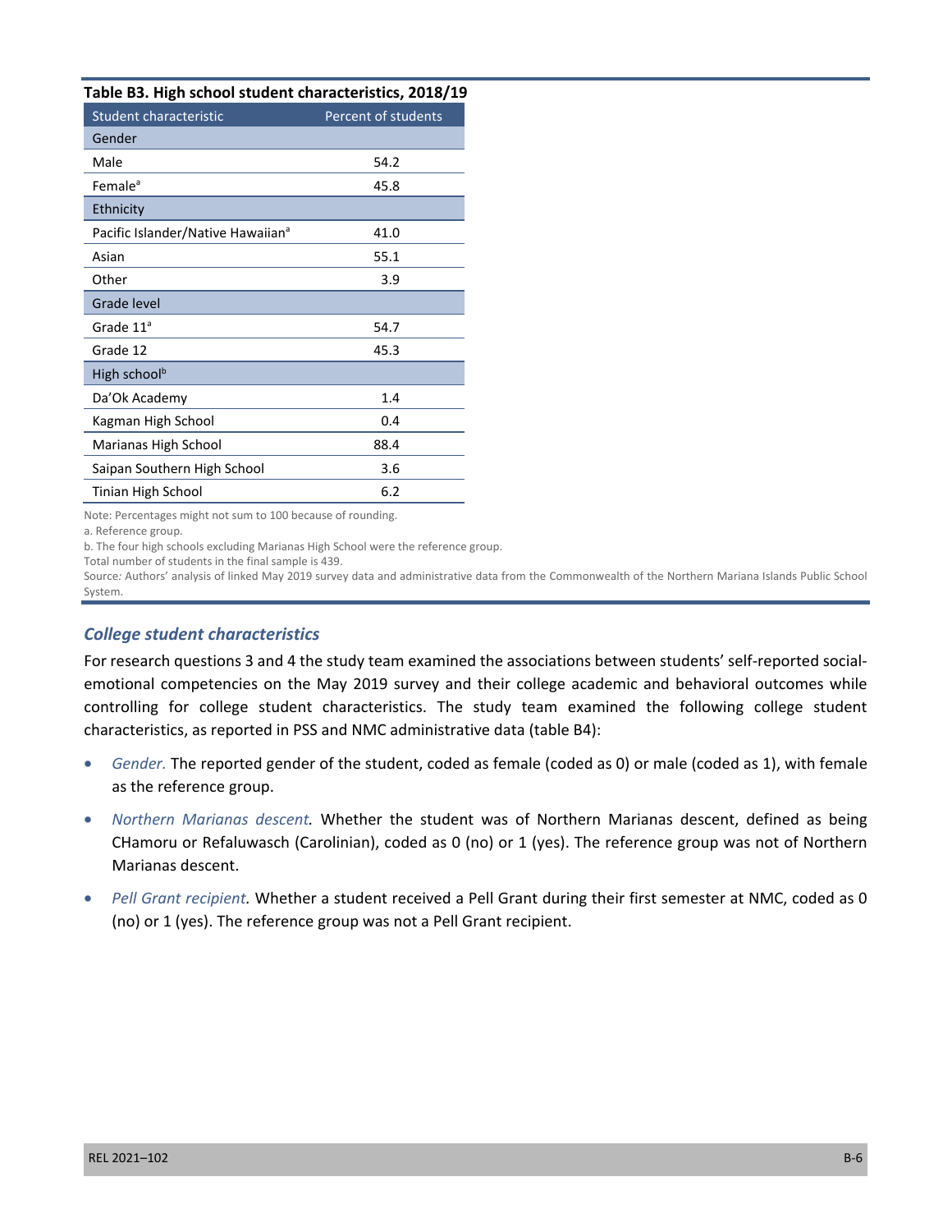**Table B3. High school student characteristics, 2018/19**

| Student characteristic | Percent of students |
|---|---|
| **Gender** | |
| Male | 54.2 |
| Female[a] | 45.8 |
| **Ethnicity** | |
| Pacific Islander/Native Hawaiian[a] | 41.0 |
| Asian | 55.1 |
| Other | 3.9 |
| **Grade level** | |
| Grade 11[a] | 54.7 |
| Grade 12 | 45.3 |
| **High school[b]** | |
| Da'Ok Academy | 1.4 |
| Kagman High School | 0.4 |
| Marianas High School | 88.4 |
| Saipan Southern High School | 3.6 |
| Tinian High School | 6.2 |

Note: Percentages might not sum to 100 because of rounding.

a. Reference group.

b. The four high schools excluding Marianas High School were the reference group.

Total number of students in the final sample is 439.

Source: Authors' analysis of linked May 2019 survey data and administrative data from the Commonwealth of the Northern Mariana Islands Public School System.

### *College student characteristics*

For research questions 3 and 4 the study team examined the associations between students' self-reported social-emotional competencies on the May 2019 survey and their college academic and behavioral outcomes while controlling for college student characteristics. The study team examined the following college student characteristics, as reported in PSS and NMC administrative data (table B4):

- *Gender.* The reported gender of the student, coded as female (coded as 0) or male (coded as 1), with female as the reference group.
- *Northern Marianas descent.* Whether the student was of Northern Marianas descent, defined as being CHamoru or Refaluwasch (Carolinian), coded as 0 (no) or 1 (yes). The reference group was not of Northern Marianas descent.
- *Pell Grant recipient.* Whether a student received a Pell Grant during their first semester at NMC, coded as 0 (no) or 1 (yes). The reference group was not a Pell Grant recipient.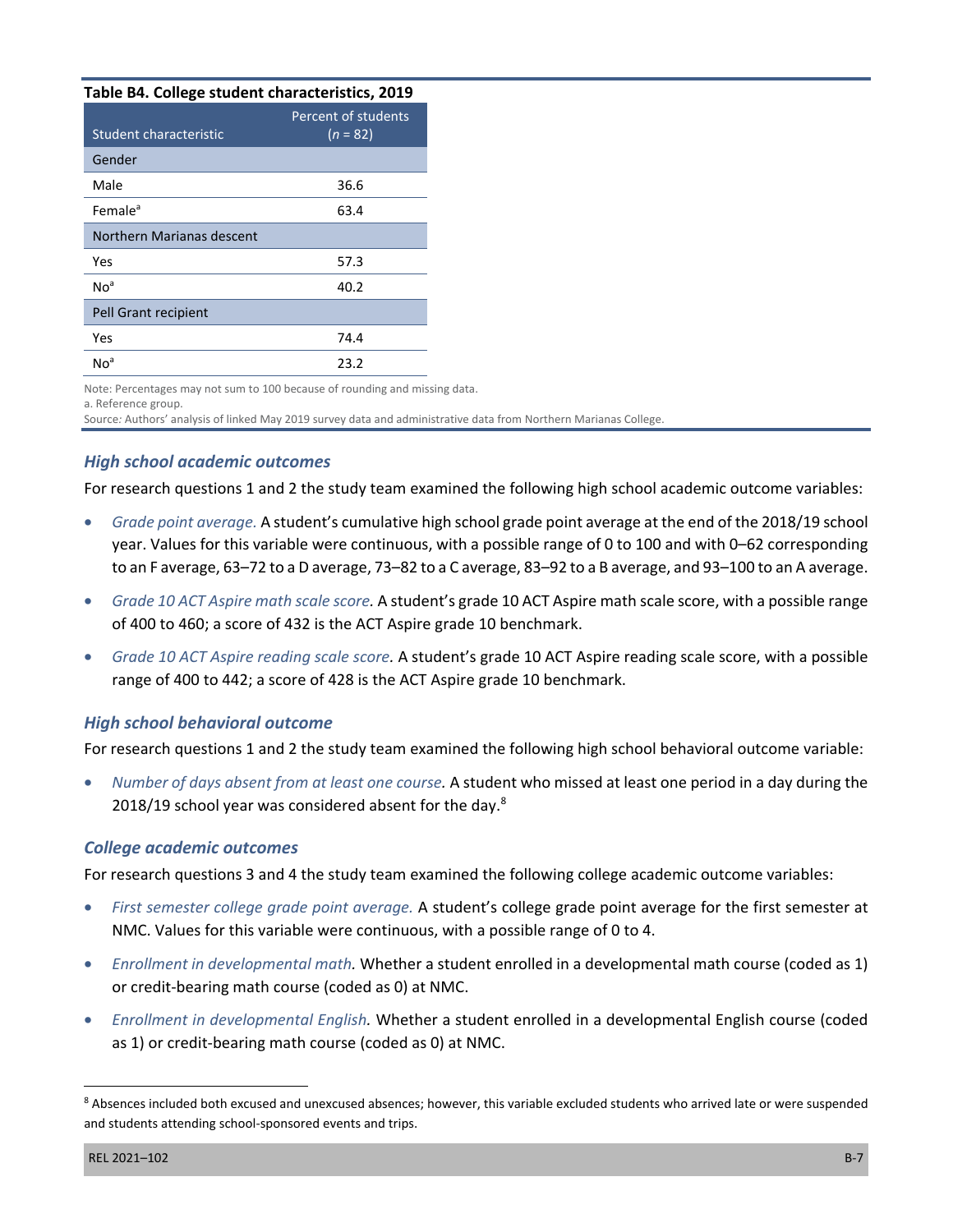**Table B4. College student characteristics, 2019**

| Student characteristic | Percent of students ($n$ = 82) |
|---|---|
| **Gender** | |
| Male | 36.6 |
| Female[a] | 63.4 |
| **Northern Marianas descent** | |
| Yes | 57.3 |
| No[a] | 40.2 |
| **Pell Grant recipient** | |
| Yes | 74.4 |
| No[a] | 23.2 |

Note: Percentages may not sum to 100 because of rounding and missing data.

a. Reference group.

Source: Authors' analysis of linked May 2019 survey data and administrative data from Northern Marianas College.

### *High school academic outcomes*

For research questions 1 and 2 the study team examined the following high school academic outcome variables:

- *Grade point average.* A student's cumulative high school grade point average at the end of the 2018/19 school year. Values for this variable were continuous, with a possible range of 0 to 100 and with 0–62 corresponding to an F average, 63–72 to a D average, 73–82 to a C average, 83–92 to a B average, and 93–100 to an A average.
- *Grade 10 ACT Aspire math scale score.* A student's grade 10 ACT Aspire math scale score, with a possible range of 400 to 460; a score of 432 is the ACT Aspire grade 10 benchmark.
- *Grade 10 ACT Aspire reading scale score.* A student's grade 10 ACT Aspire reading scale score, with a possible range of 400 to 442; a score of 428 is the ACT Aspire grade 10 benchmark.

### *High school behavioral outcome*

For research questions 1 and 2 the study team examined the following high school behavioral outcome variable:

- *Number of days absent from at least one course.* A student who missed at least one period in a day during the 2018/19 school year was considered absent for the day.[8]

### *College academic outcomes*

For research questions 3 and 4 the study team examined the following college academic outcome variables:

- *First semester college grade point average.* A student's college grade point average for the first semester at NMC. Values for this variable were continuous, with a possible range of 0 to 4.
- *Enrollment in developmental math.* Whether a student enrolled in a developmental math course (coded as 1) or credit-bearing math course (coded as 0) at NMC.
- *Enrollment in developmental English.* Whether a student enrolled in a developmental English course (coded as 1) or credit-bearing math course (coded as 0) at NMC.

[8] Absences included both excused and unexcused absences; however, this variable excluded students who arrived late or were suspended and students attending school-sponsored events and trips.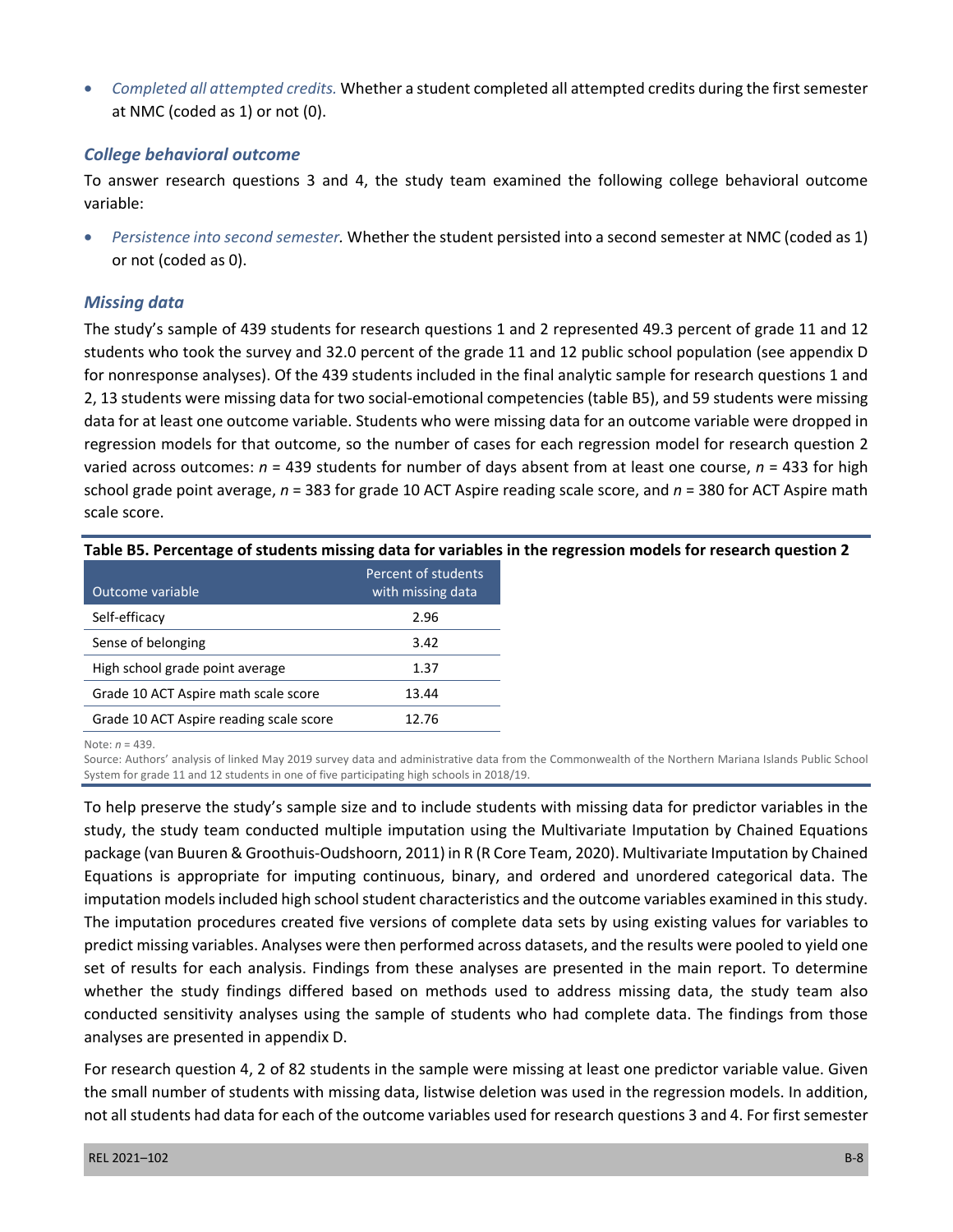- *Completed all attempted credits.* Whether a student completed all attempted credits during the first semester at NMC (coded as 1) or not (0).

### College behavioral outcome

To answer research questions 3 and 4, the study team examined the following college behavioral outcome variable:

- *Persistence into second semester.* Whether the student persisted into a second semester at NMC (coded as 1) or not (coded as 0).

### Missing data

The study's sample of 439 students for research questions 1 and 2 represented 49.3 percent of grade 11 and 12 students who took the survey and 32.0 percent of the grade 11 and 12 public school population (see appendix D for nonresponse analyses). Of the 439 students included in the final analytic sample for research questions 1 and 2, 13 students were missing data for two social-emotional competencies (table B5), and 59 students were missing data for at least one outcome variable. Students who were missing data for an outcome variable were dropped in regression models for that outcome, so the number of cases for each regression model for research question 2 varied across outcomes: *n* = 439 students for number of days absent from at least one course, *n* = 433 for high school grade point average, *n* = 383 for grade 10 ACT Aspire reading scale score, and *n* = 380 for ACT Aspire math scale score.

**Table B5. Percentage of students missing data for variables in the regression models for research question 2**

| Outcome variable | Percent of students with missing data |
|---|---|
| Self-efficacy | 2.96 |
| Sense of belonging | 3.42 |
| High school grade point average | 1.37 |
| Grade 10 ACT Aspire math scale score | 13.44 |
| Grade 10 ACT Aspire reading scale score | 12.76 |

Note: *n* = 439.

Source: Authors' analysis of linked May 2019 survey data and administrative data from the Commonwealth of the Northern Mariana Islands Public School System for grade 11 and 12 students in one of five participating high schools in 2018/19.

To help preserve the study's sample size and to include students with missing data for predictor variables in the study, the study team conducted multiple imputation using the Multivariate Imputation by Chained Equations package (van Buuren & Groothuis-Oudshoorn, 2011) in R (R Core Team, 2020). Multivariate Imputation by Chained Equations is appropriate for imputing continuous, binary, and ordered and unordered categorical data. The imputation models included high school student characteristics and the outcome variables examined in this study. The imputation procedures created five versions of complete data sets by using existing values for variables to predict missing variables. Analyses were then performed across datasets, and the results were pooled to yield one set of results for each analysis. Findings from these analyses are presented in the main report. To determine whether the study findings differed based on methods used to address missing data, the study team also conducted sensitivity analyses using the sample of students who had complete data. The findings from those analyses are presented in appendix D.

For research question 4, 2 of 82 students in the sample were missing at least one predictor variable value. Given the small number of students with missing data, listwise deletion was used in the regression models. In addition, not all students had data for each of the outcome variables used for research questions 3 and 4. For first semester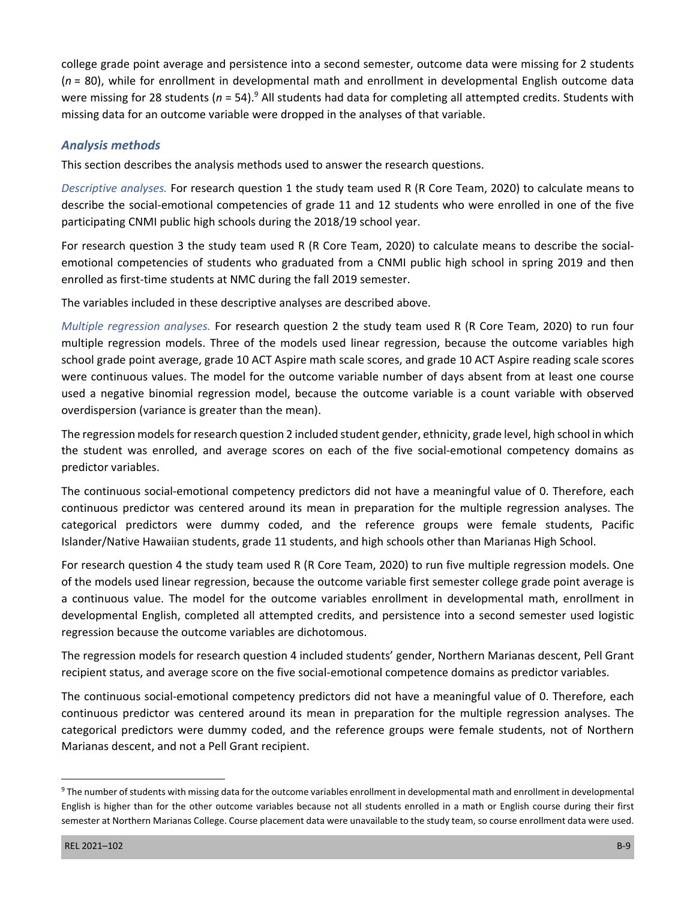college grade point average and persistence into a second semester, outcome data were missing for 2 students ($n$ = 80), while for enrollment in developmental math and enrollment in developmental English outcome data were missing for 28 students ($n$ = 54).[9] All students had data for completing all attempted credits. Students with missing data for an outcome variable were dropped in the analyses of that variable.

### *Analysis methods*

This section describes the analysis methods used to answer the research questions.

*Descriptive analyses.* For research question 1 the study team used R (R Core Team, 2020) to calculate means to describe the social-emotional competencies of grade 11 and 12 students who were enrolled in one of the five participating CNMI public high schools during the 2018/19 school year.

For research question 3 the study team used R (R Core Team, 2020) to calculate means to describe the social-emotional competencies of students who graduated from a CNMI public high school in spring 2019 and then enrolled as first-time students at NMC during the fall 2019 semester.

The variables included in these descriptive analyses are described above.

*Multiple regression analyses.* For research question 2 the study team used R (R Core Team, 2020) to run four multiple regression models. Three of the models used linear regression, because the outcome variables high school grade point average, grade 10 ACT Aspire math scale scores, and grade 10 ACT Aspire reading scale scores were continuous values. The model for the outcome variable number of days absent from at least one course used a negative binomial regression model, because the outcome variable is a count variable with observed overdispersion (variance is greater than the mean).

The regression models for research question 2 included student gender, ethnicity, grade level, high school in which the student was enrolled, and average scores on each of the five social-emotional competency domains as predictor variables.

The continuous social-emotional competency predictors did not have a meaningful value of 0. Therefore, each continuous predictor was centered around its mean in preparation for the multiple regression analyses. The categorical predictors were dummy coded, and the reference groups were female students, Pacific Islander/Native Hawaiian students, grade 11 students, and high schools other than Marianas High School.

For research question 4 the study team used R (R Core Team, 2020) to run five multiple regression models. One of the models used linear regression, because the outcome variable first semester college grade point average is a continuous value. The model for the outcome variables enrollment in developmental math, enrollment in developmental English, completed all attempted credits, and persistence into a second semester used logistic regression because the outcome variables are dichotomous.

The regression models for research question 4 included students' gender, Northern Marianas descent, Pell Grant recipient status, and average score on the five social-emotional competence domains as predictor variables.

The continuous social-emotional competency predictors did not have a meaningful value of 0. Therefore, each continuous predictor was centered around its mean in preparation for the multiple regression analyses. The categorical predictors were dummy coded, and the reference groups were female students, not of Northern Marianas descent, and not a Pell Grant recipient.

---

[9] The number of students with missing data for the outcome variables enrollment in developmental math and enrollment in developmental English is higher than for the other outcome variables because not all students enrolled in a math or English course during their first semester at Northern Marianas College. Course placement data were unavailable to the study team, so course enrollment data were used.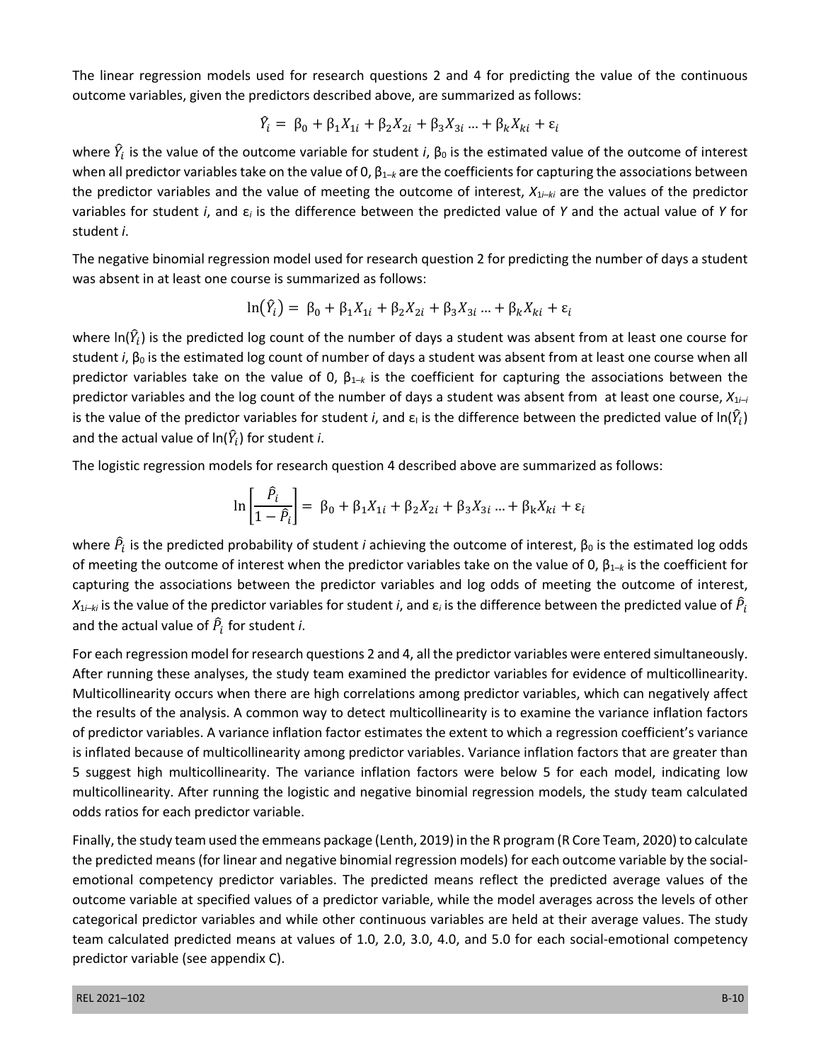The linear regression models used for research questions 2 and 4 for predicting the value of the continuous outcome variables, given the predictors described above, are summarized as follows:

$$\hat{Y}_i = \beta_0 + \beta_1 X_{1i} + \beta_2 X_{2i} + \beta_3 X_{3i} \ldots + \beta_k X_{ki} + \varepsilon_i$$

where $\hat{Y}_i$ is the value of the outcome variable for student *i*, $\beta_0$ is the estimated value of the outcome of interest when all predictor variables take on the value of 0, $\beta_{1\text{–}k}$ are the coefficients for capturing the associations between the predictor variables and the value of meeting the outcome of interest, $X_{1i\text{–}ki}$ are the values of the predictor variables for student *i*, and $\varepsilon_i$ is the difference between the predicted value of *Y* and the actual value of *Y* for student *i*.

The negative binomial regression model used for research question 2 for predicting the number of days a student was absent in at least one course is summarized as follows:

$$\ln(\hat{Y}_i) = \beta_0 + \beta_1 X_{1i} + \beta_2 X_{2i} + \beta_3 X_{3i} \ldots + \beta_k X_{ki} + \varepsilon_i$$

where $\ln(\hat{Y}_i)$ is the predicted log count of the number of days a student was absent from at least one course for student *i*, $\beta_0$ is the estimated log count of number of days a student was absent from at least one course when all predictor variables take on the value of 0, $\beta_{1\text{–}k}$ is the coefficient for capturing the associations between the predictor variables and the log count of the number of days a student was absent from at least one course, $X_{1i\text{–}i}$ is the value of the predictor variables for student *i*, and $\varepsilon_i$ is the difference between the predicted value of $\ln(\hat{Y}_i)$ and the actual value of $\ln(\hat{Y}_i)$ for student *i*.

The logistic regression models for research question 4 described above are summarized as follows:

$$\ln\left[\frac{\hat{P}_i}{1-\hat{P}_i}\right] = \beta_0 + \beta_1 X_{1i} + \beta_2 X_{2i} + \beta_3 X_{3i} \ldots + \beta_k X_{ki} + \varepsilon_i$$

where $\hat{P}_i$ is the predicted probability of student *i* achieving the outcome of interest, $\beta_0$ is the estimated log odds of meeting the outcome of interest when the predictor variables take on the value of 0, $\beta_{1\text{–}k}$ is the coefficient for capturing the associations between the predictor variables and log odds of meeting the outcome of interest, $X_{1i\text{–}ki}$ is the value of the predictor variables for student *i*, and $\varepsilon_i$ is the difference between the predicted value of $\hat{P}_i$ and the actual value of $\hat{P}_i$ for student *i*.

For each regression model for research questions 2 and 4, all the predictor variables were entered simultaneously. After running these analyses, the study team examined the predictor variables for evidence of multicollinearity. Multicollinearity occurs when there are high correlations among predictor variables, which can negatively affect the results of the analysis. A common way to detect multicollinearity is to examine the variance inflation factors of predictor variables. A variance inflation factor estimates the extent to which a regression coefficient's variance is inflated because of multicollinearity among predictor variables. Variance inflation factors that are greater than 5 suggest high multicollinearity. The variance inflation factors were below 5 for each model, indicating low multicollinearity. After running the logistic and negative binomial regression models, the study team calculated odds ratios for each predictor variable.

Finally, the study team used the emmeans package (Lenth, 2019) in the R program (R Core Team, 2020) to calculate the predicted means (for linear and negative binomial regression models) for each outcome variable by the social-emotional competency predictor variables. The predicted means reflect the predicted average values of the outcome variable at specified values of a predictor variable, while the model averages across the levels of other categorical predictor variables and while other continuous variables are held at their average values. The study team calculated predicted means at values of 1.0, 2.0, 3.0, 4.0, and 5.0 for each social-emotional competency predictor variable (see appendix C).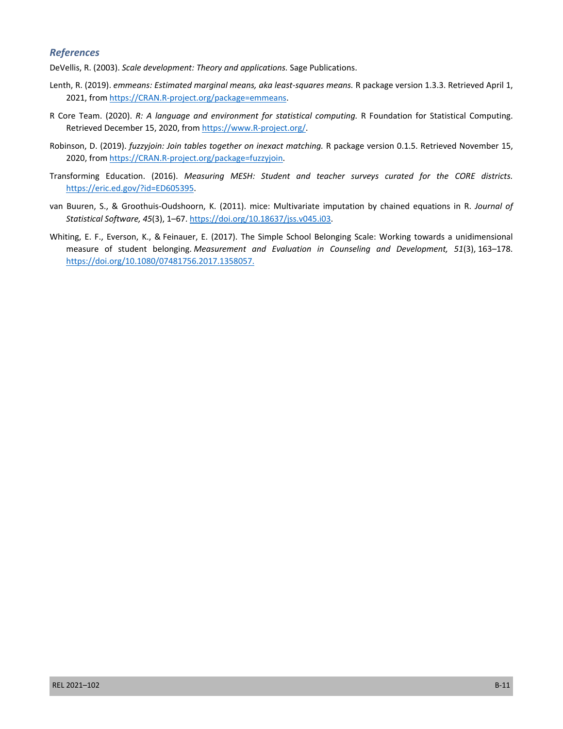### *References*

DeVellis, R. (2003). *Scale development: Theory and applications.* Sage Publications.

Lenth, R. (2019). *emmeans: Estimated marginal means, aka least-squares means.* R package version 1.3.3. Retrieved April 1, 2021, from https://CRAN.R-project.org/package=emmeans.

R Core Team. (2020). *R: A language and environment for statistical computing.* R Foundation for Statistical Computing. Retrieved December 15, 2020, from https://www.R-project.org/.

Robinson, D. (2019). *fuzzyjoin: Join tables together on inexact matching.* R package version 0.1.5. Retrieved November 15, 2020, from https://CRAN.R-project.org/package=fuzzyjoin.

Transforming Education. (2016). *Measuring MESH: Student and teacher surveys curated for the CORE districts.* https://eric.ed.gov/?id=ED605395.

van Buuren, S., & Groothuis-Oudshoorn, K. (2011). mice: Multivariate imputation by chained equations in R. *Journal of Statistical Software, 45*(3), 1–67. https://doi.org/10.18637/jss.v045.i03.

Whiting, E. F., Everson, K., & Feinauer, E. (2017). The Simple School Belonging Scale: Working towards a unidimensional measure of student belonging. *Measurement and Evaluation in Counseling and Development, 51*(3), 163–178. https://doi.org/10.1080/07481756.2017.1358057.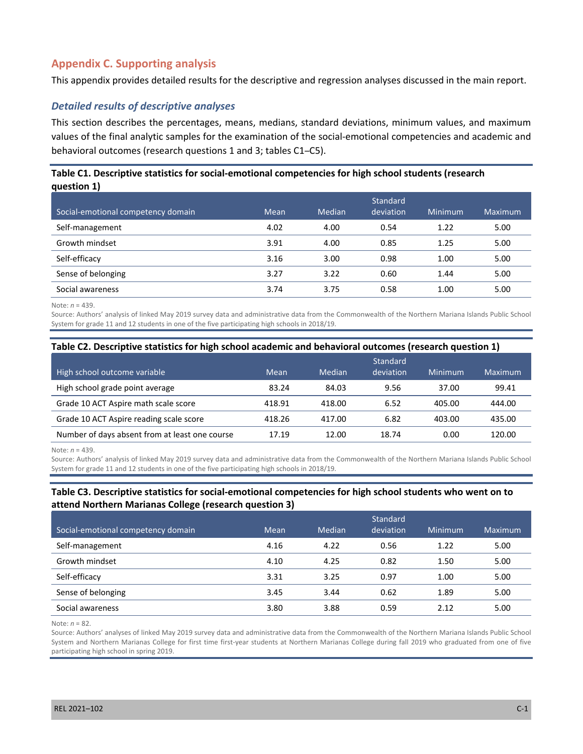## Appendix C. Supporting analysis

This appendix provides detailed results for the descriptive and regression analyses discussed in the main report.

### *Detailed results of descriptive analyses*

This section describes the percentages, means, medians, standard deviations, minimum values, and maximum values of the final analytic samples for the examination of the social-emotional competencies and academic and behavioral outcomes (research questions 1 and 3; tables C1–C5).

**Table C1. Descriptive statistics for social-emotional competencies for high school students (research question 1)**

| Social-emotional competency domain | Mean | Median | Standard deviation | Minimum | Maximum |
|---|---|---|---|---|---|
| Self-management | 4.02 | 4.00 | 0.54 | 1.22 | 5.00 |
| Growth mindset | 3.91 | 4.00 | 0.85 | 1.25 | 5.00 |
| Self-efficacy | 3.16 | 3.00 | 0.98 | 1.00 | 5.00 |
| Sense of belonging | 3.27 | 3.22 | 0.60 | 1.44 | 5.00 |
| Social awareness | 3.74 | 3.75 | 0.58 | 1.00 | 5.00 |

Note: *n* = 439.

Source: Authors' analysis of linked May 2019 survey data and administrative data from the Commonwealth of the Northern Mariana Islands Public School System for grade 11 and 12 students in one of the five participating high schools in 2018/19.

**Table C2. Descriptive statistics for high school academic and behavioral outcomes (research question 1)**

| High school outcome variable | Mean | Median | Standard deviation | Minimum | Maximum |
|---|---|---|---|---|---|
| High school grade point average | 83.24 | 84.03 | 9.56 | 37.00 | 99.41 |
| Grade 10 ACT Aspire math scale score | 418.91 | 418.00 | 6.52 | 405.00 | 444.00 |
| Grade 10 ACT Aspire reading scale score | 418.26 | 417.00 | 6.82 | 403.00 | 435.00 |
| Number of days absent from at least one course | 17.19 | 12.00 | 18.74 | 0.00 | 120.00 |

Note: *n* = 439.

Source: Authors' analysis of linked May 2019 survey data and administrative data from the Commonwealth of the Northern Mariana Islands Public School System for grade 11 and 12 students in one of the five participating high schools in 2018/19.

**Table C3. Descriptive statistics for social-emotional competencies for high school students who went on to attend Northern Marianas College (research question 3)**

| Social-emotional competency domain | Mean | Median | Standard deviation | Minimum | Maximum |
|---|---|---|---|---|---|
| Self-management | 4.16 | 4.22 | 0.56 | 1.22 | 5.00 |
| Growth mindset | 4.10 | 4.25 | 0.82 | 1.50 | 5.00 |
| Self-efficacy | 3.31 | 3.25 | 0.97 | 1.00 | 5.00 |
| Sense of belonging | 3.45 | 3.44 | 0.62 | 1.89 | 5.00 |
| Social awareness | 3.80 | 3.88 | 0.59 | 2.12 | 5.00 |

Note: *n* = 82.

Source: Authors' analyses of linked May 2019 survey data and administrative data from the Commonwealth of the Northern Mariana Islands Public School System and Northern Marianas College for first time first-year students at Northern Marianas College during fall 2019 who graduated from one of five participating high school in spring 2019.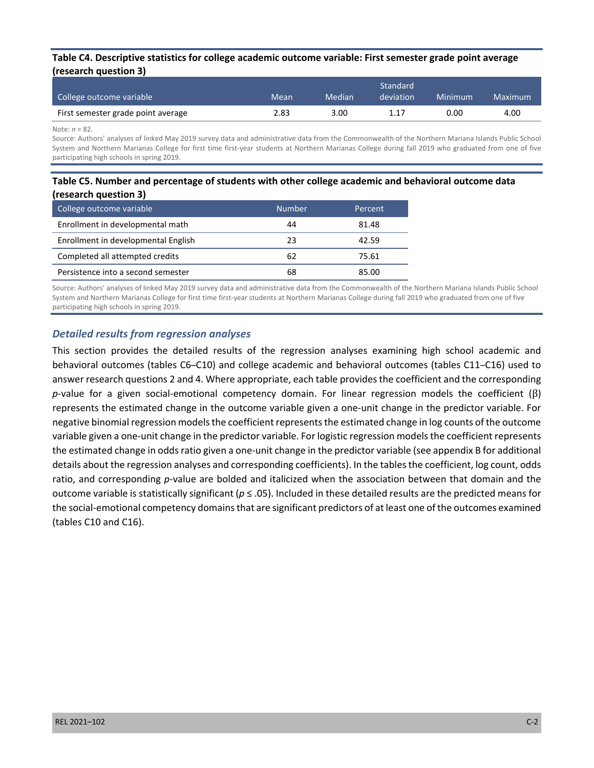**Table C4. Descriptive statistics for college academic outcome variable: First semester grade point average (research question 3)**

| College outcome variable | Mean | Median | Standard deviation | Minimum | Maximum |
|---|---|---|---|---|---|
| First semester grade point average | 2.83 | 3.00 | 1.17 | 0.00 | 4.00 |

Note: *n* = 82.

Source: Authors' analyses of linked May 2019 survey data and administrative data from the Commonwealth of the Northern Mariana Islands Public School System and Northern Marianas College for first time first-year students at Northern Marianas College during fall 2019 who graduated from one of five participating high schools in spring 2019.

**Table C5. Number and percentage of students with other college academic and behavioral outcome data (research question 3)**

| College outcome variable | Number | Percent |
|---|---|---|
| Enrollment in developmental math | 44 | 81.48 |
| Enrollment in developmental English | 23 | 42.59 |
| Completed all attempted credits | 62 | 75.61 |
| Persistence into a second semester | 68 | 85.00 |

Source: Authors' analyses of linked May 2019 survey data and administrative data from the Commonwealth of the Northern Mariana Islands Public School System and Northern Marianas College for first time first-year students at Northern Marianas College during fall 2019 who graduated from one of five participating high schools in spring 2019.

### *Detailed results from regression analyses*

This section provides the detailed results of the regression analyses examining high school academic and behavioral outcomes (tables C6–C10) and college academic and behavioral outcomes (tables C11–C16) used to answer research questions 2 and 4. Where appropriate, each table provides the coefficient and the corresponding *p*-value for a given social-emotional competency domain. For linear regression models the coefficient (β) represents the estimated change in the outcome variable given a one-unit change in the predictor variable. For negative binomial regression models the coefficient represents the estimated change in log counts of the outcome variable given a one-unit change in the predictor variable. For logistic regression models the coefficient represents the estimated change in odds ratio given a one-unit change in the predictor variable (see appendix B for additional details about the regression analyses and corresponding coefficients). In the tables the coefficient, log count, odds ratio, and corresponding *p*-value are bolded and italicized when the association between that domain and the outcome variable is statistically significant ($p \leq .05$). Included in these detailed results are the predicted means for the social-emotional competency domains that are significant predictors of at least one of the outcomes examined (tables C10 and C16).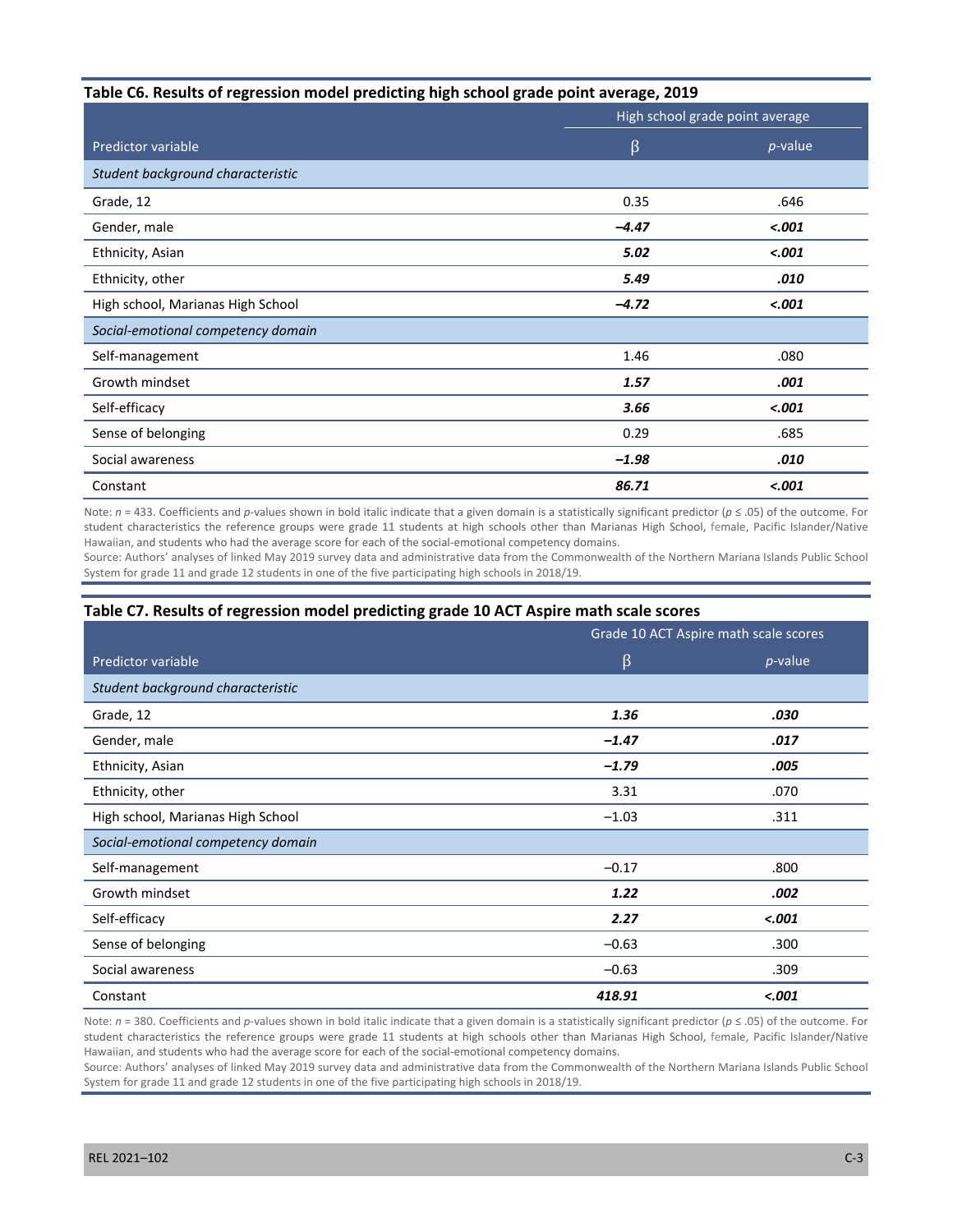**Table C6. Results of regression model predicting high school grade point average, 2019**

| Predictor variable | High school grade point average | |
|---|---|---|
| | β | *p*-value |
| *Student background characteristic* | | |
| Grade, 12 | 0.35 | .646 |
| Gender, male | ***–4.47*** | ***<.001*** |
| Ethnicity, Asian | ***5.02*** | ***<.001*** |
| Ethnicity, other | ***5.49*** | ***.010*** |
| High school, Marianas High School | ***–4.72*** | ***<.001*** |
| *Social-emotional competency domain* | | |
| Self-management | 1.46 | .080 |
| Growth mindset | ***1.57*** | ***.001*** |
| Self-efficacy | ***3.66*** | ***<.001*** |
| Sense of belonging | 0.29 | .685 |
| Social awareness | ***–1.98*** | ***.010*** |
| Constant | ***86.71*** | ***<.001*** |

Note: *n* = 433. Coefficients and *p*-values shown in bold italic indicate that a given domain is a statistically significant predictor ($p \leq .05$) of the outcome. For student characteristics the reference groups were grade 11 students at high schools other than Marianas High School, female, Pacific Islander/Native Hawaiian, and students who had the average score for each of the social-emotional competency domains.

Source: Authors' analyses of linked May 2019 survey data and administrative data from the Commonwealth of the Northern Mariana Islands Public School System for grade 11 and grade 12 students in one of the five participating high schools in 2018/19.

**Table C7. Results of regression model predicting grade 10 ACT Aspire math scale scores**

| Predictor variable | Grade 10 ACT Aspire math scale scores | |
|---|---|---|
| | β | *p*-value |
| *Student background characteristic* | | |
| Grade, 12 | ***1.36*** | ***.030*** |
| Gender, male | ***–1.47*** | ***.017*** |
| Ethnicity, Asian | ***–1.79*** | ***.005*** |
| Ethnicity, other | 3.31 | .070 |
| High school, Marianas High School | –1.03 | .311 |
| *Social-emotional competency domain* | | |
| Self-management | –0.17 | .800 |
| Growth mindset | ***1.22*** | ***.002*** |
| Self-efficacy | ***2.27*** | ***<.001*** |
| Sense of belonging | –0.63 | .300 |
| Social awareness | –0.63 | .309 |
| Constant | ***418.91*** | ***<.001*** |

Note: *n* = 380. Coefficients and *p*-values shown in bold italic indicate that a given domain is a statistically significant predictor ($p \leq .05$) of the outcome. For student characteristics the reference groups were grade 11 students at high schools other than Marianas High School, female, Pacific Islander/Native Hawaiian, and students who had the average score for each of the social-emotional competency domains.

Source: Authors' analyses of linked May 2019 survey data and administrative data from the Commonwealth of the Northern Mariana Islands Public School System for grade 11 and grade 12 students in one of the five participating high schools in 2018/19.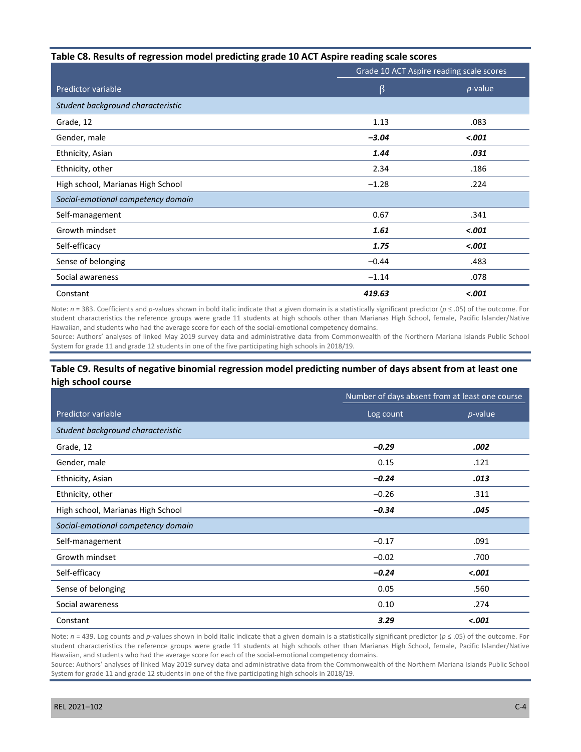**Table C8. Results of regression model predicting grade 10 ACT Aspire reading scale scores**

| Predictor variable | Grade 10 ACT Aspire reading scale scores | |
|---|---|---|
| | β | *p*-value |
| *Student background characteristic* | | |
| Grade, 12 | 1.13 | .083 |
| Gender, male | ***–3.04*** | ***<.001*** |
| Ethnicity, Asian | ***1.44*** | ***.031*** |
| Ethnicity, other | 2.34 | .186 |
| High school, Marianas High School | –1.28 | .224 |
| *Social-emotional competency domain* | | |
| Self-management | 0.67 | .341 |
| Growth mindset | ***1.61*** | ***<.001*** |
| Self-efficacy | ***1.75*** | ***<.001*** |
| Sense of belonging | –0.44 | .483 |
| Social awareness | –1.14 | .078 |
| Constant | ***419.63*** | ***<.001*** |

Note: *n* = 383. Coefficients and *p*-values shown in bold italic indicate that a given domain is a statistically significant predictor ($p \leq .05$) of the outcome. For student characteristics the reference groups were grade 11 students at high schools other than Marianas High School, female, Pacific Islander/Native Hawaiian, and students who had the average score for each of the social-emotional competency domains.

Source: Authors' analyses of linked May 2019 survey data and administrative data from Commonwealth of the Northern Mariana Islands Public School System for grade 11 and grade 12 students in one of the five participating high schools in 2018/19.

**Table C9. Results of negative binomial regression model predicting number of days absent from at least one high school course**

| Predictor variable | Number of days absent from at least one course | |
|---|---|---|
| | Log count | *p*-value |
| *Student background characteristic* | | |
| Grade, 12 | ***–0.29*** | ***.002*** |
| Gender, male | 0.15 | .121 |
| Ethnicity, Asian | ***–0.24*** | ***.013*** |
| Ethnicity, other | –0.26 | .311 |
| High school, Marianas High School | ***–0.34*** | ***.045*** |
| *Social-emotional competency domain* | | |
| Self-management | –0.17 | .091 |
| Growth mindset | –0.02 | .700 |
| Self-efficacy | ***–0.24*** | ***<.001*** |
| Sense of belonging | 0.05 | .560 |
| Social awareness | 0.10 | .274 |
| Constant | ***3.29*** | ***<.001*** |

Note: *n* = 439. Log counts and *p*-values shown in bold italic indicate that a given domain is a statistically significant predictor ($p \leq .05$) of the outcome. For student characteristics the reference groups were grade 11 students at high schools other than Marianas High School, female, Pacific Islander/Native Hawaiian, and students who had the average score for each of the social-emotional competency domains.

Source: Authors' analyses of linked May 2019 survey data and administrative data from the Commonwealth of the Northern Mariana Islands Public School System for grade 11 and grade 12 students in one of the five participating high schools in 2018/19.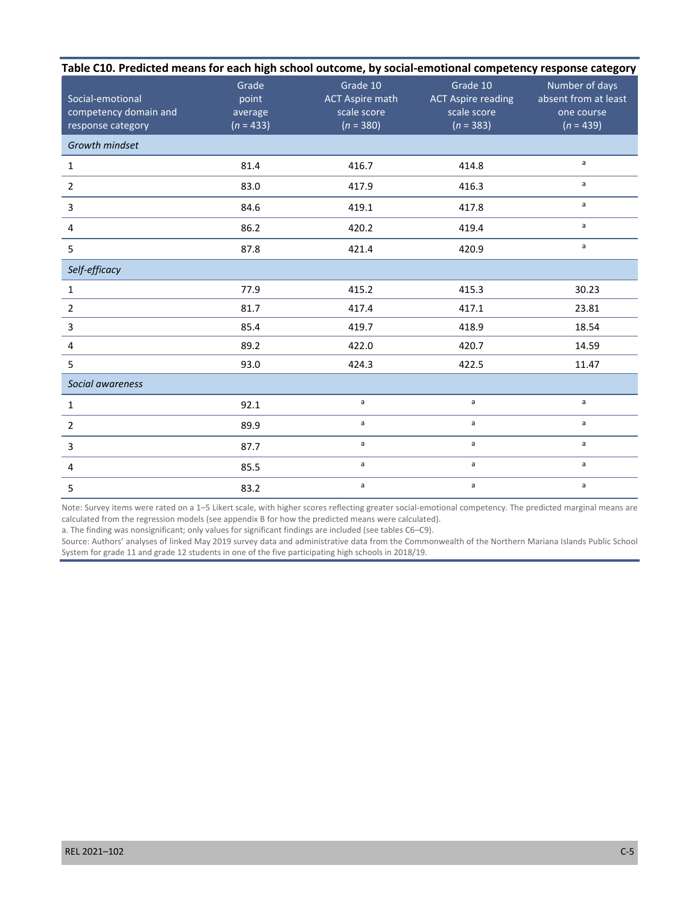**Table C10. Predicted means for each high school outcome, by social-emotional competency response category**

| Social-emotional competency domain and response category | Grade point average ($n$ = 433) | Grade 10 ACT Aspire math scale score ($n$ = 380) | Grade 10 ACT Aspire reading scale score ($n$ = 383) | Number of days absent from at least one course ($n$ = 439) |
|---|---|---|---|---|
| *Growth mindset* | | | | |
| 1 | 81.4 | 416.7 | 414.8 | [a] |
| 2 | 83.0 | 417.9 | 416.3 | [a] |
| 3 | 84.6 | 419.1 | 417.8 | [a] |
| 4 | 86.2 | 420.2 | 419.4 | [a] |
| 5 | 87.8 | 421.4 | 420.9 | [a] |
| *Self-efficacy* | | | | |
| 1 | 77.9 | 415.2 | 415.3 | 30.23 |
| 2 | 81.7 | 417.4 | 417.1 | 23.81 |
| 3 | 85.4 | 419.7 | 418.9 | 18.54 |
| 4 | 89.2 | 422.0 | 420.7 | 14.59 |
| 5 | 93.0 | 424.3 | 422.5 | 11.47 |
| *Social awareness* | | | | |
| 1 | 92.1 | [a] | [a] | [a] |
| 2 | 89.9 | [a] | [a] | [a] |
| 3 | 87.7 | [a] | [a] | [a] |
| 4 | 85.5 | [a] | [a] | [a] |
| 5 | 83.2 | [a] | [a] | [a] |

Note: Survey items were rated on a 1–5 Likert scale, with higher scores reflecting greater social-emotional competency. The predicted marginal means are calculated from the regression models (see appendix B for how the predicted means were calculated).

a. The finding was nonsignificant; only values for significant findings are included (see tables C6–C9).

Source: Authors' analyses of linked May 2019 survey data and administrative data from the Commonwealth of the Northern Mariana Islands Public School System for grade 11 and grade 12 students in one of the five participating high schools in 2018/19.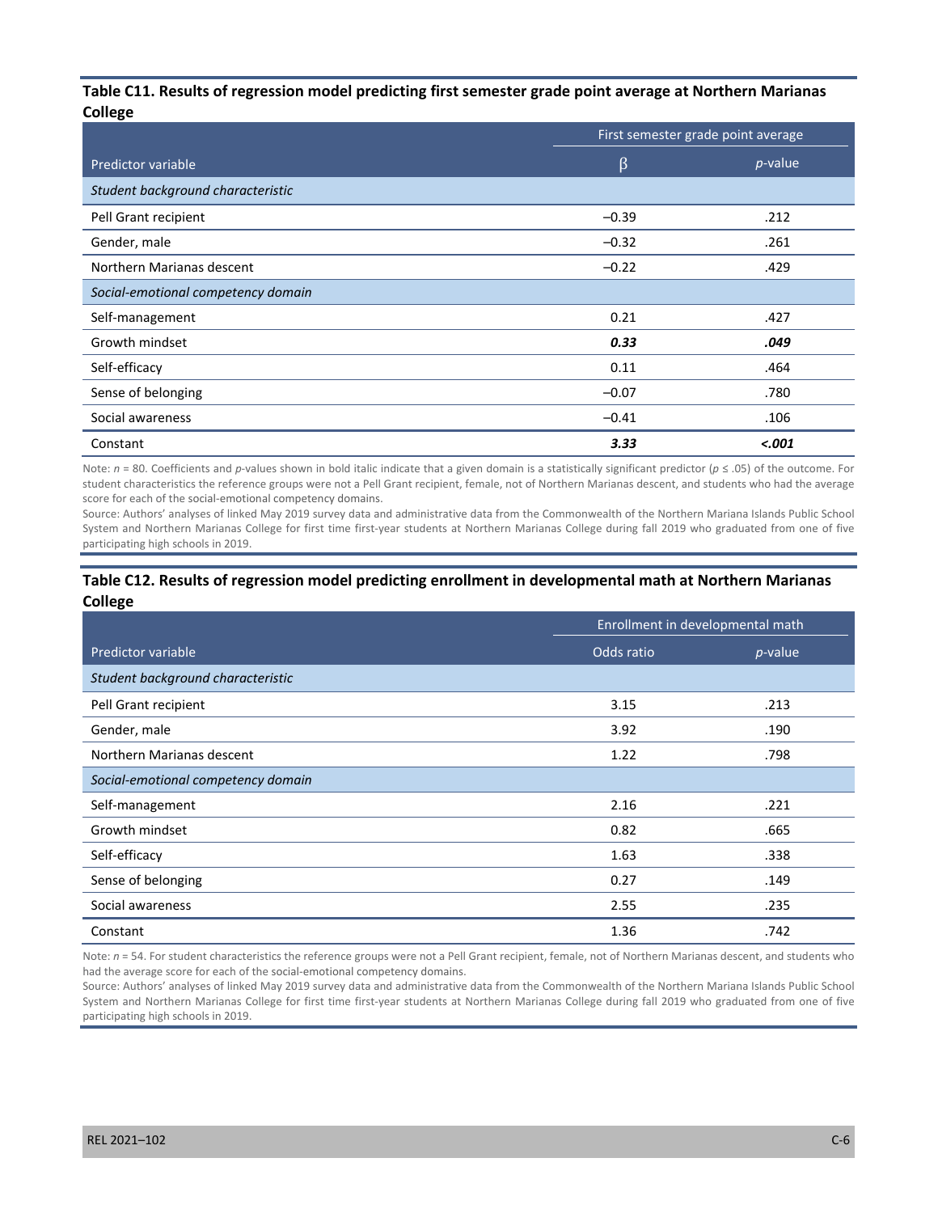**Table C11. Results of regression model predicting first semester grade point average at Northern Marianas College**

| | First semester grade point average | |
|---|---|---|
| Predictor variable | β | *p*-value |
| *Student background characteristic* | | |
| Pell Grant recipient | –0.39 | .212 |
| Gender, male | –0.32 | .261 |
| Northern Marianas descent | –0.22 | .429 |
| *Social-emotional competency domain* | | |
| Self-management | 0.21 | .427 |
| Growth mindset | ***0.33*** | ***.049*** |
| Self-efficacy | 0.11 | .464 |
| Sense of belonging | –0.07 | .780 |
| Social awareness | –0.41 | .106 |
| Constant | ***3.33*** | ***<.001*** |

Note: *n* = 80. Coefficients and *p*-values shown in bold italic indicate that a given domain is a statistically significant predictor ($p \leq .05$) of the outcome. For student characteristics the reference groups were not a Pell Grant recipient, female, not of Northern Marianas descent, and students who had the average score for each of the social-emotional competency domains.

Source: Authors' analyses of linked May 2019 survey data and administrative data from the Commonwealth of the Northern Mariana Islands Public School System and Northern Marianas College for first time first-year students at Northern Marianas College during fall 2019 who graduated from one of five participating high schools in 2019.

**Table C12. Results of regression model predicting enrollment in developmental math at Northern Marianas College**

| | Enrollment in developmental math | |
|---|---|---|
| Predictor variable | Odds ratio | *p*-value |
| *Student background characteristic* | | |
| Pell Grant recipient | 3.15 | .213 |
| Gender, male | 3.92 | .190 |
| Northern Marianas descent | 1.22 | .798 |
| *Social-emotional competency domain* | | |
| Self-management | 2.16 | .221 |
| Growth mindset | 0.82 | .665 |
| Self-efficacy | 1.63 | .338 |
| Sense of belonging | 0.27 | .149 |
| Social awareness | 2.55 | .235 |
| Constant | 1.36 | .742 |

Note: *n* = 54. For student characteristics the reference groups were not a Pell Grant recipient, female, not of Northern Marianas descent, and students who had the average score for each of the social-emotional competency domains.

Source: Authors' analyses of linked May 2019 survey data and administrative data from the Commonwealth of the Northern Mariana Islands Public School System and Northern Marianas College for first time first-year students at Northern Marianas College during fall 2019 who graduated from one of five participating high schools in 2019.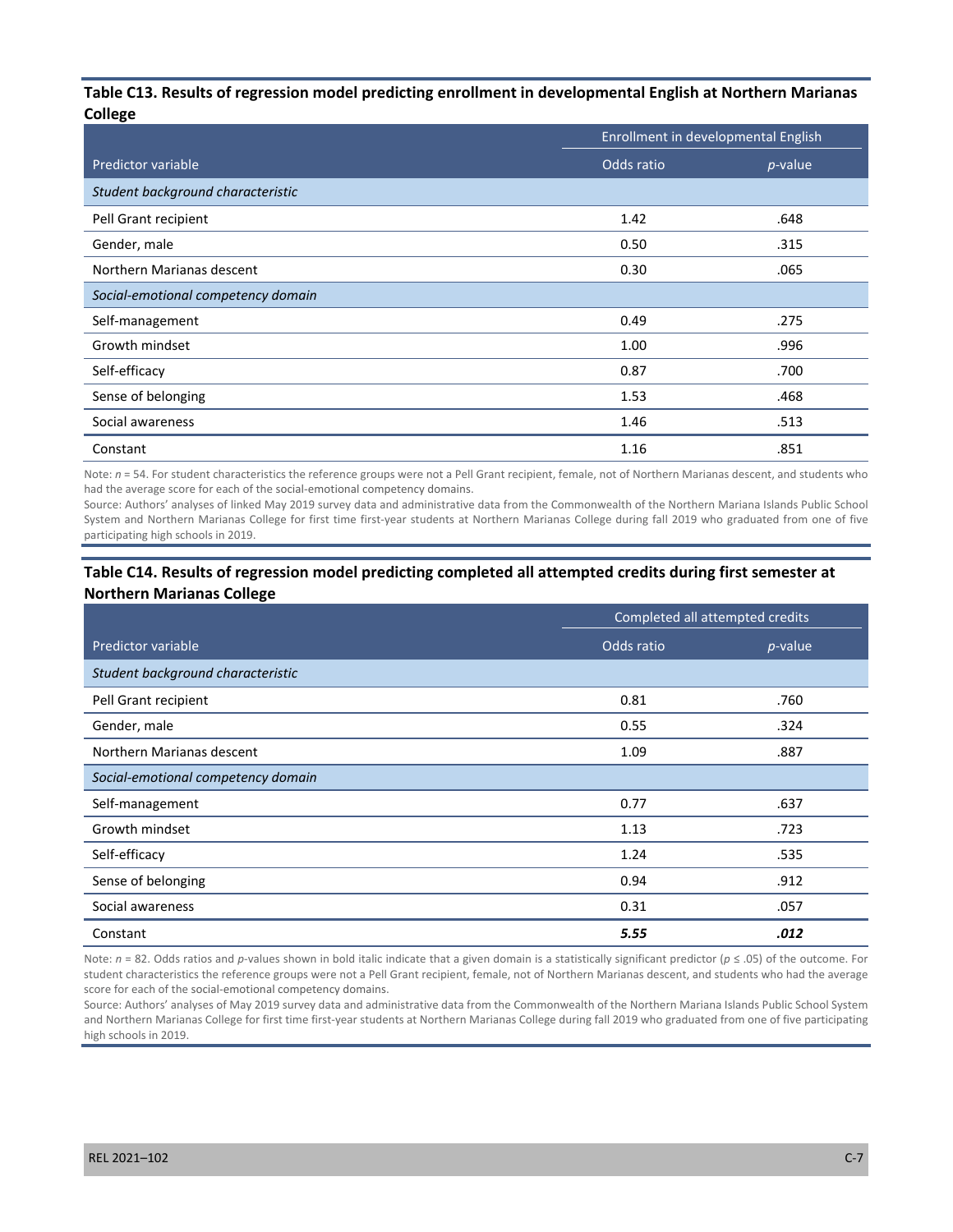### Table C13. Results of regression model predicting enrollment in developmental English at Northern Marianas College

| | Enrollment in developmental English | |
|---|---|---|
| Predictor variable | Odds ratio | *p*-value |
| *Student background characteristic* | | |
| Pell Grant recipient | 1.42 | .648 |
| Gender, male | 0.50 | .315 |
| Northern Marianas descent | 0.30 | .065 |
| *Social-emotional competency domain* | | |
| Self-management | 0.49 | .275 |
| Growth mindset | 1.00 | .996 |
| Self-efficacy | 0.87 | .700 |
| Sense of belonging | 1.53 | .468 |
| Social awareness | 1.46 | .513 |
| Constant | 1.16 | .851 |

Note: *n* = 54. For student characteristics the reference groups were not a Pell Grant recipient, female, not of Northern Marianas descent, and students who had the average score for each of the social-emotional competency domains.

Source: Authors' analyses of linked May 2019 survey data and administrative data from the Commonwealth of the Northern Mariana Islands Public School System and Northern Marianas College for first time first-year students at Northern Marianas College during fall 2019 who graduated from one of five participating high schools in 2019.

### Table C14. Results of regression model predicting completed all attempted credits during first semester at Northern Marianas College

| | Completed all attempted credits | |
|---|---|---|
| Predictor variable | Odds ratio | *p*-value |
| *Student background characteristic* | | |
| Pell Grant recipient | 0.81 | .760 |
| Gender, male | 0.55 | .324 |
| Northern Marianas descent | 1.09 | .887 |
| *Social-emotional competency domain* | | |
| Self-management | 0.77 | .637 |
| Growth mindset | 1.13 | .723 |
| Self-efficacy | 1.24 | .535 |
| Sense of belonging | 0.94 | .912 |
| Social awareness | 0.31 | .057 |
| Constant | ***5.55*** | ***.012*** |

Note: *n* = 82. Odds ratios and *p*-values shown in bold italic indicate that a given domain is a statistically significant predictor ($p \leq .05$) of the outcome. For student characteristics the reference groups were not a Pell Grant recipient, female, not of Northern Marianas descent, and students who had the average score for each of the social-emotional competency domains.

Source: Authors' analyses of May 2019 survey data and administrative data from the Commonwealth of the Northern Mariana Islands Public School System and Northern Marianas College for first time first-year students at Northern Marianas College during fall 2019 who graduated from one of five participating high schools in 2019.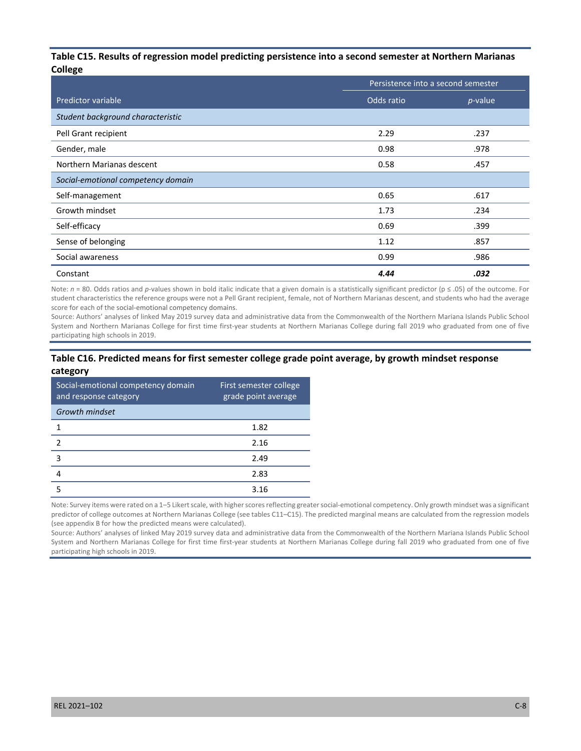**Table C15. Results of regression model predicting persistence into a second semester at Northern Marianas College**

| Predictor variable | Persistence into a second semester | |
|---|---|---|
| | Odds ratio | *p*-value |
| *Student background characteristic* | | |
| Pell Grant recipient | 2.29 | .237 |
| Gender, male | 0.98 | .978 |
| Northern Marianas descent | 0.58 | .457 |
| *Social-emotional competency domain* | | |
| Self-management | 0.65 | .617 |
| Growth mindset | 1.73 | .234 |
| Self-efficacy | 0.69 | .399 |
| Sense of belonging | 1.12 | .857 |
| Social awareness | 0.99 | .986 |
| Constant | ***4.44*** | ***.032*** |

Note: $n = 80$. Odds ratios and *p*-values shown in bold italic indicate that a given domain is a statistically significant predictor ($p \leq .05$) of the outcome. For student characteristics the reference groups were not a Pell Grant recipient, female, not of Northern Marianas descent, and students who had the average score for each of the social-emotional competency domains.

Source: Authors' analyses of linked May 2019 survey data and administrative data from the Commonwealth of the Northern Mariana Islands Public School System and Northern Marianas College for first time first-year students at Northern Marianas College during fall 2019 who graduated from one of five participating high schools in 2019.

**Table C16. Predicted means for first semester college grade point average, by growth mindset response category**

| Social-emotional competency domain and response category | First semester college grade point average |
|---|---|
| *Growth mindset* | |
| 1 | 1.82 |
| 2 | 2.16 |
| 3 | 2.49 |
| 4 | 2.83 |
| 5 | 3.16 |

Note: Survey items were rated on a 1–5 Likert scale, with higher scores reflecting greater social-emotional competency. Only growth mindset was a significant predictor of college outcomes at Northern Marianas College (see tables C11–C15). The predicted marginal means are calculated from the regression models (see appendix B for how the predicted means were calculated).

Source: Authors' analyses of linked May 2019 survey data and administrative data from the Commonwealth of the Northern Mariana Islands Public School System and Northern Marianas College for first time first-year students at Northern Marianas College during fall 2019 who graduated from one of five participating high schools in 2019.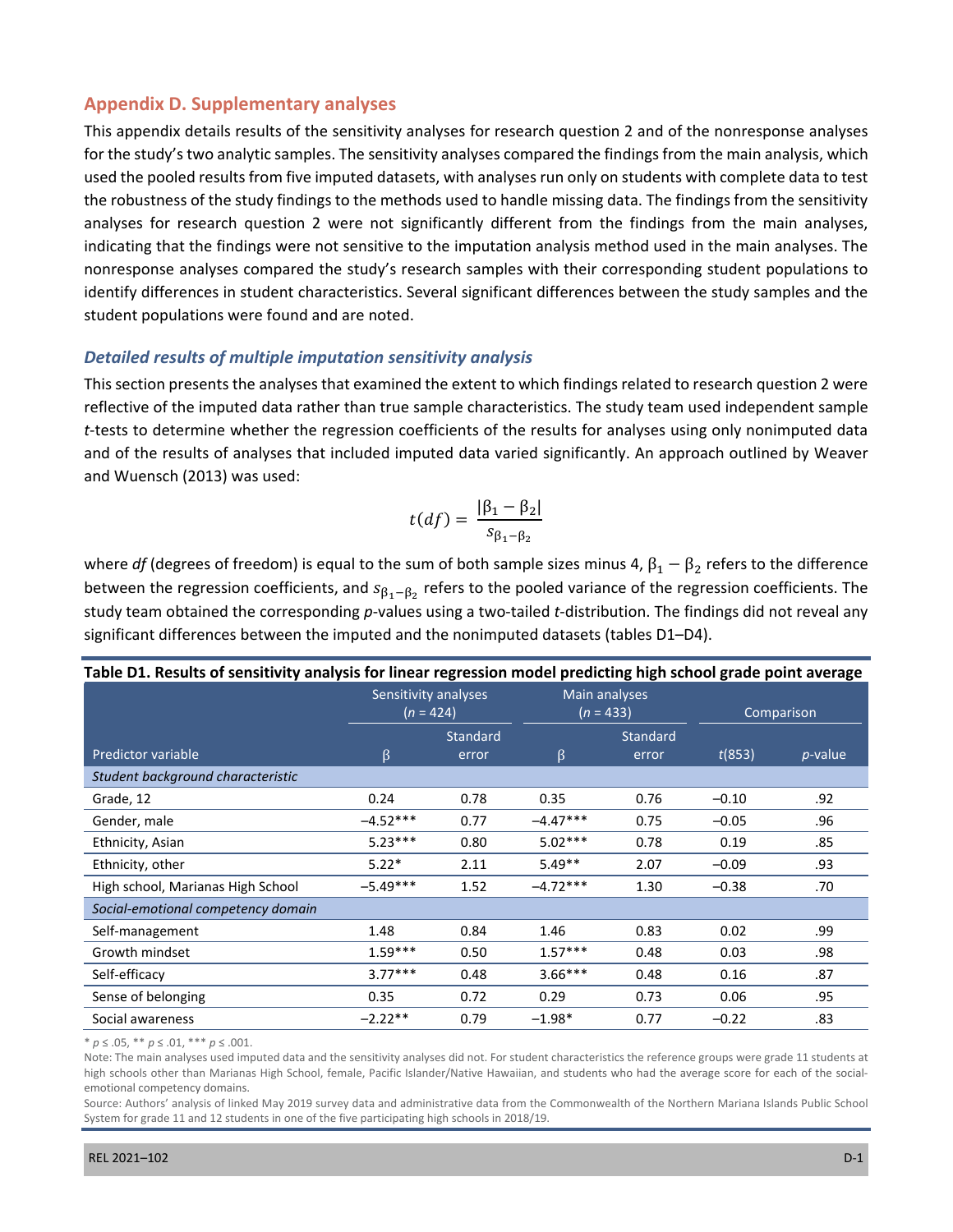## Appendix D. Supplementary analyses

This appendix details results of the sensitivity analyses for research question 2 and of the nonresponse analyses for the study's two analytic samples. The sensitivity analyses compared the findings from the main analysis, which used the pooled results from five imputed datasets, with analyses run only on students with complete data to test the robustness of the study findings to the methods used to handle missing data. The findings from the sensitivity analyses for research question 2 were not significantly different from the findings from the main analyses, indicating that the findings were not sensitive to the imputation analysis method used in the main analyses. The nonresponse analyses compared the study's research samples with their corresponding student populations to identify differences in student characteristics. Several significant differences between the study samples and the student populations were found and are noted.

### *Detailed results of multiple imputation sensitivity analysis*

This section presents the analyses that examined the extent to which findings related to research question 2 were reflective of the imputed data rather than true sample characteristics. The study team used independent sample *t*-tests to determine whether the regression coefficients of the results for analyses using only nonimputed data and of the results of analyses that included imputed data varied significantly. An approach outlined by Weaver and Wuensch (2013) was used:

$$t(df) = \frac{|\beta_1 - \beta_2|}{s_{\beta_1 - \beta_2}}$$

where *df* (degrees of freedom) is equal to the sum of both sample sizes minus 4, $\beta_1 - \beta_2$ refers to the difference between the regression coefficients, and $s_{\beta_1 - \beta_2}$ refers to the pooled variance of the regression coefficients. The study team obtained the corresponding *p*-values using a two-tailed *t*-distribution. The findings did not reveal any significant differences between the imputed and the nonimputed datasets (tables D1–D4).

**Table D1. Results of sensitivity analysis for linear regression model predicting high school grade point average**

| | Sensitivity analyses (*n* = 424) | | Main analyses (*n* = 433) | | Comparison | |
|---|---|---|---|---|---|---|
| Predictor variable | β | Standard error | β | Standard error | *t*(853) | *p*-value |
| *Student background characteristic* | | | | | | |
| Grade, 12 | 0.24 | 0.78 | 0.35 | 0.76 | –0.10 | .92 |
| Gender, male | –4.52*** | 0.77 | –4.47*** | 0.75 | –0.05 | .96 |
| Ethnicity, Asian | 5.23*** | 0.80 | 5.02*** | 0.78 | 0.19 | .85 |
| Ethnicity, other | 5.22* | 2.11 | 5.49** | 2.07 | –0.09 | .93 |
| High school, Marianas High School | –5.49*** | 1.52 | –4.72*** | 1.30 | –0.38 | .70 |
| *Social-emotional competency domain* | | | | | | |
| Self-management | 1.48 | 0.84 | 1.46 | 0.83 | 0.02 | .99 |
| Growth mindset | 1.59*** | 0.50 | 1.57*** | 0.48 | 0.03 | .98 |
| Self-efficacy | 3.77*** | 0.48 | 3.66*** | 0.48 | 0.16 | .87 |
| Sense of belonging | 0.35 | 0.72 | 0.29 | 0.73 | 0.06 | .95 |
| Social awareness | –2.22** | 0.79 | –1.98* | 0.77 | –0.22 | .83 |

\* *p* ≤ .05, ** *p* ≤ .01, *** *p* ≤ .001.

Note: The main analyses used imputed data and the sensitivity analyses did not. For student characteristics the reference groups were grade 11 students at high schools other than Marianas High School, female, Pacific Islander/Native Hawaiian, and students who had the average score for each of the social-emotional competency domains.

Source: Authors' analysis of linked May 2019 survey data and administrative data from the Commonwealth of the Northern Mariana Islands Public School System for grade 11 and 12 students in one of the five participating high schools in 2018/19.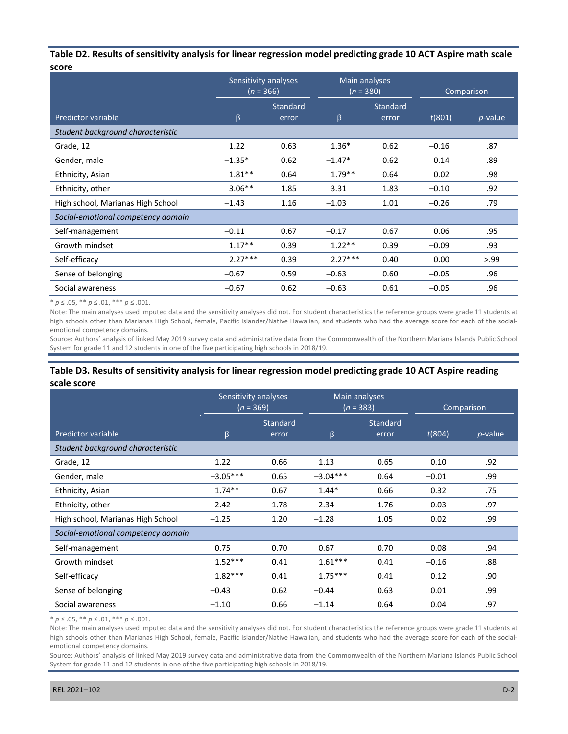**Table D2. Results of sensitivity analysis for linear regression model predicting grade 10 ACT Aspire math scale score**

| Predictor variable | Sensitivity analyses (*n* = 366) | | Main analyses (*n* = 380) | | Comparison | |
|---|---|---|---|---|---|---|
| | β | Standard error | β | Standard error | *t*(801) | *p*-value |
| *Student background characteristic* | | | | | | |
| Grade, 12 | 1.22 | 0.63 | 1.36* | 0.62 | –0.16 | .87 |
| Gender, male | –1.35* | 0.62 | –1.47* | 0.62 | 0.14 | .89 |
| Ethnicity, Asian | 1.81** | 0.64 | 1.79** | 0.64 | 0.02 | .98 |
| Ethnicity, other | 3.06** | 1.85 | 3.31 | 1.83 | –0.10 | .92 |
| High school, Marianas High School | –1.43 | 1.16 | –1.03 | 1.01 | –0.26 | .79 |
| *Social-emotional competency domain* | | | | | | |
| Self-management | –0.11 | 0.67 | –0.17 | 0.67 | 0.06 | .95 |
| Growth mindset | 1.17** | 0.39 | 1.22** | 0.39 | –0.09 | .93 |
| Self-efficacy | 2.27*** | 0.39 | 2.27*** | 0.40 | 0.00 | >.99 |
| Sense of belonging | –0.67 | 0.59 | –0.63 | 0.60 | –0.05 | .96 |
| Social awareness | –0.67 | 0.62 | –0.63 | 0.61 | –0.05 | .96 |

* $p \leq .05$, ** $p \leq .01$, *** $p \leq .001$.

Note: The main analyses used imputed data and the sensitivity analyses did not. For student characteristics the reference groups were grade 11 students at high schools other than Marianas High School, female, Pacific Islander/Native Hawaiian, and students who had the average score for each of the social-emotional competency domains.

Source: Authors' analysis of linked May 2019 survey data and administrative data from the Commonwealth of the Northern Mariana Islands Public School System for grade 11 and 12 students in one of the five participating high schools in 2018/19.

**Table D3. Results of sensitivity analysis for linear regression model predicting grade 10 ACT Aspire reading scale score**

| Predictor variable | Sensitivity analyses (*n* = 369) | | Main analyses (*n* = 383) | | Comparison | |
|---|---|---|---|---|---|---|
| | β | Standard error | β | Standard error | *t*(804) | *p*-value |
| *Student background characteristic* | | | | | | |
| Grade, 12 | 1.22 | 0.66 | 1.13 | 0.65 | 0.10 | .92 |
| Gender, male | –3.05*** | 0.65 | –3.04*** | 0.64 | –0.01 | .99 |
| Ethnicity, Asian | 1.74** | 0.67 | 1.44* | 0.66 | 0.32 | .75 |
| Ethnicity, other | 2.42 | 1.78 | 2.34 | 1.76 | 0.03 | .97 |
| High school, Marianas High School | –1.25 | 1.20 | –1.28 | 1.05 | 0.02 | .99 |
| *Social-emotional competency domain* | | | | | | |
| Self-management | 0.75 | 0.70 | 0.67 | 0.70 | 0.08 | .94 |
| Growth mindset | 1.52*** | 0.41 | 1.61*** | 0.41 | –0.16 | .88 |
| Self-efficacy | 1.82*** | 0.41 | 1.75*** | 0.41 | 0.12 | .90 |
| Sense of belonging | –0.43 | 0.62 | –0.44 | 0.63 | 0.01 | .99 |
| Social awareness | –1.10 | 0.66 | –1.14 | 0.64 | 0.04 | .97 |

* $p \leq .05$, ** $p \leq .01$, *** $p \leq .001$.

Note: The main analyses used imputed data and the sensitivity analyses did not. For student characteristics the reference groups were grade 11 students at high schools other than Marianas High School, female, Pacific Islander/Native Hawaiian, and students who had the average score for each of the social-emotional competency domains.

Source: Authors' analysis of linked May 2019 survey data and administrative data from the Commonwealth of the Northern Mariana Islands Public School System for grade 11 and 12 students in one of the five participating high schools in 2018/19.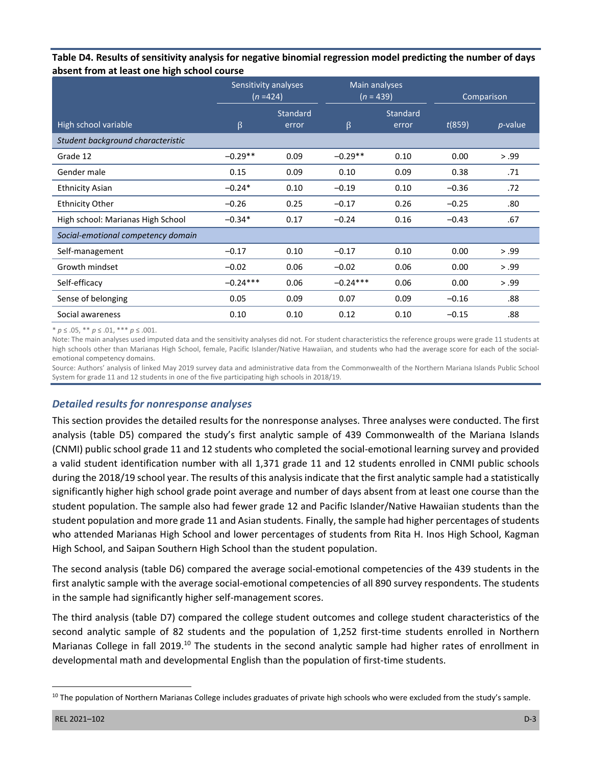**Table D4. Results of sensitivity analysis for negative binomial regression model predicting the number of days absent from at least one high school course**

| High school variable | Sensitivity analyses ($n$ =424) | | Main analyses ($n$ = 439) | | Comparison | |
|---|---|---|---|---|---|---|
| | β | Standard error | β | Standard error | $t(859)$ | $p$-value |
| *Student background characteristic* | | | | | | |
| Grade 12 | −0.29** | 0.09 | −0.29** | 0.10 | 0.00 | > .99 |
| Gender male | 0.15 | 0.09 | 0.10 | 0.09 | 0.38 | .71 |
| Ethnicity Asian | −0.24* | 0.10 | −0.19 | 0.10 | −0.36 | .72 |
| Ethnicity Other | −0.26 | 0.25 | −0.17 | 0.26 | −0.25 | .80 |
| High school: Marianas High School | −0.34* | 0.17 | −0.24 | 0.16 | −0.43 | .67 |
| *Social-emotional competency domain* | | | | | | |
| Self-management | −0.17 | 0.10 | −0.17 | 0.10 | 0.00 | > .99 |
| Growth mindset | −0.02 | 0.06 | −0.02 | 0.06 | 0.00 | > .99 |
| Self-efficacy | −0.24*** | 0.06 | −0.24*** | 0.06 | 0.00 | > .99 |
| Sense of belonging | 0.05 | 0.09 | 0.07 | 0.09 | −0.16 | .88 |
| Social awareness | 0.10 | 0.10 | 0.12 | 0.10 | −0.15 | .88 |

* $p \leq .05$, ** $p \leq .01$, *** $p \leq .001$.

Note: The main analyses used imputed data and the sensitivity analyses did not. For student characteristics the reference groups were grade 11 students at high schools other than Marianas High School, female, Pacific Islander/Native Hawaiian, and students who had the average score for each of the social-emotional competency domains.

Source: Authors' analysis of linked May 2019 survey data and administrative data from the Commonwealth of the Northern Mariana Islands Public School System for grade 11 and 12 students in one of the five participating high schools in 2018/19.

### *Detailed results for nonresponse analyses*

This section provides the detailed results for the nonresponse analyses. Three analyses were conducted. The first analysis (table D5) compared the study's first analytic sample of 439 Commonwealth of the Mariana Islands (CNMI) public school grade 11 and 12 students who completed the social-emotional learning survey and provided a valid student identification number with all 1,371 grade 11 and 12 students enrolled in CNMI public schools during the 2018/19 school year. The results of this analysis indicate that the first analytic sample had a statistically significantly higher high school grade point average and number of days absent from at least one course than the student population. The sample also had fewer grade 12 and Pacific Islander/Native Hawaiian students than the student population and more grade 11 and Asian students. Finally, the sample had higher percentages of students who attended Marianas High School and lower percentages of students from Rita H. Inos High School, Kagman High School, and Saipan Southern High School than the student population.

The second analysis (table D6) compared the average social-emotional competencies of the 439 students in the first analytic sample with the average social-emotional competencies of all 890 survey respondents. The students in the sample had significantly higher self-management scores.

The third analysis (table D7) compared the college student outcomes and college student characteristics of the second analytic sample of 82 students and the population of 1,252 first-time students enrolled in Northern Marianas College in fall 2019.[10] The students in the second analytic sample had higher rates of enrollment in developmental math and developmental English than the population of first-time students.

[10] The population of Northern Marianas College includes graduates of private high schools who were excluded from the study's sample.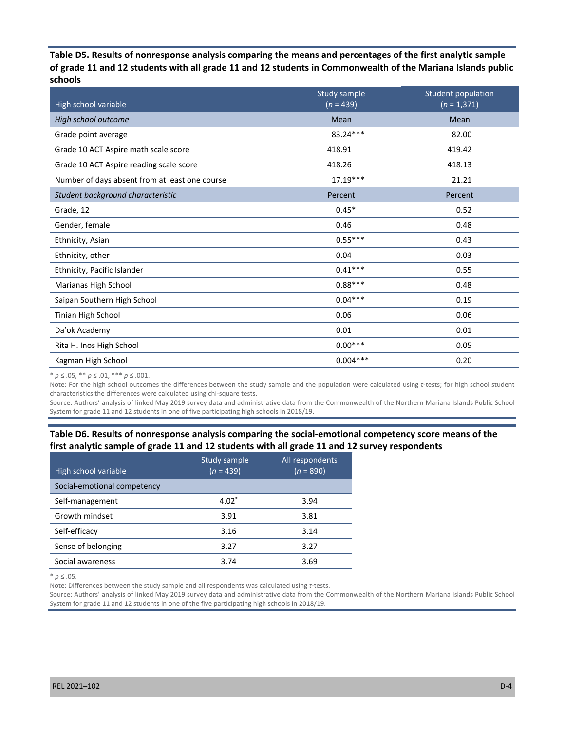**Table D5. Results of nonresponse analysis comparing the means and percentages of the first analytic sample of grade 11 and 12 students with all grade 11 and 12 students in Commonwealth of the Mariana Islands public schools**

| High school variable | Study sample (*n* = 439) | Student population (*n* = 1,371) |
|---|---|---|
| *High school outcome* | Mean | Mean |
| Grade point average | 83.24*** | 82.00 |
| Grade 10 ACT Aspire math scale score | 418.91 | 419.42 |
| Grade 10 ACT Aspire reading scale score | 418.26 | 418.13 |
| Number of days absent from at least one course | 17.19*** | 21.21 |
| *Student background characteristic* | Percent | Percent |
| Grade, 12 | 0.45* | 0.52 |
| Gender, female | 0.46 | 0.48 |
| Ethnicity, Asian | 0.55*** | 0.43 |
| Ethnicity, other | 0.04 | 0.03 |
| Ethnicity, Pacific Islander | 0.41*** | 0.55 |
| Marianas High School | 0.88*** | 0.48 |
| Saipan Southern High School | 0.04*** | 0.19 |
| Tinian High School | 0.06 | 0.06 |
| Da'ok Academy | 0.01 | 0.01 |
| Rita H. Inos High School | 0.00*** | 0.05 |
| Kagman High School | 0.004*** | 0.20 |

\* $p \leq .05$, ** $p \leq .01$, *** $p \leq .001$.

Note: For the high school outcomes the differences between the study sample and the population were calculated using *t*-tests; for high school student characteristics the differences were calculated using chi-square tests.

Source: Authors' analysis of linked May 2019 survey data and administrative data from the Commonwealth of the Northern Mariana Islands Public School System for grade 11 and 12 students in one of five participating high schools in 2018/19.

**Table D6. Results of nonresponse analysis comparing the social-emotional competency score means of the first analytic sample of grade 11 and 12 students with all grade 11 and 12 survey respondents**

| High school variable | Study sample (*n* = 439) | All respondents (*n* = 890) |
|---|---|---|
| Social-emotional competency | | |
| Self-management | 4.02* | 3.94 |
| Growth mindset | 3.91 | 3.81 |
| Self-efficacy | 3.16 | 3.14 |
| Sense of belonging | 3.27 | 3.27 |
| Social awareness | 3.74 | 3.69 |

\* $p \leq .05$.

Note: Differences between the study sample and all respondents was calculated using *t*-tests.

Source: Authors' analysis of linked May 2019 survey data and administrative data from the Commonwealth of the Northern Mariana Islands Public School System for grade 11 and 12 students in one of the five participating high schools in 2018/19.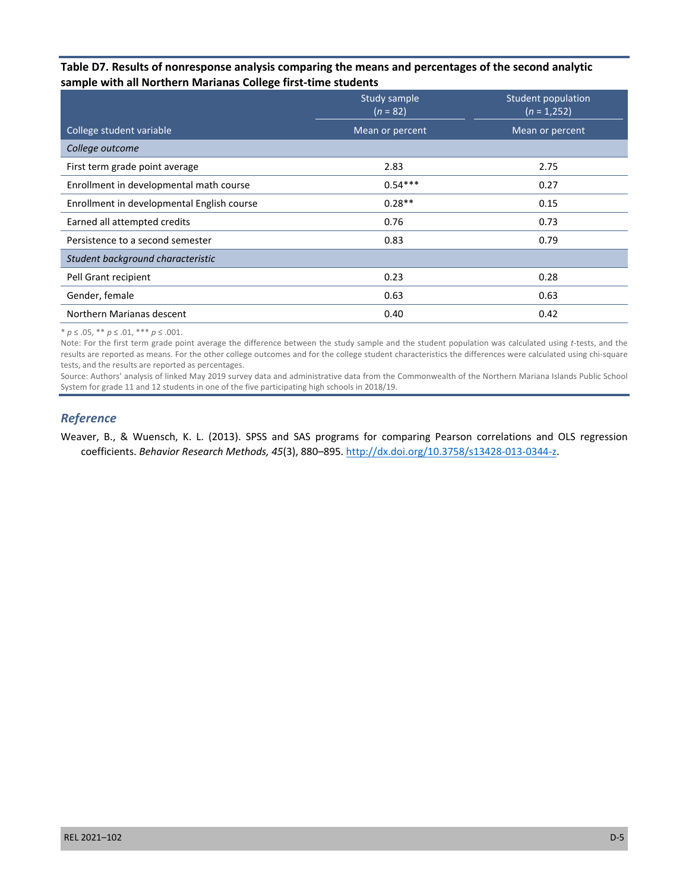**Table D7. Results of nonresponse analysis comparing the means and percentages of the second analytic sample with all Northern Marianas College first-time students**

| | Study sample ($n$ = 82) | Student population ($n$ = 1,252) |
|---|---|---|
| College student variable | Mean or percent | Mean or percent |
| *College outcome* | | |
| First term grade point average | 2.83 | 2.75 |
| Enrollment in developmental math course | 0.54*** | 0.27 |
| Enrollment in developmental English course | 0.28** | 0.15 |
| Earned all attempted credits | 0.76 | 0.73 |
| Persistence to a second semester | 0.83 | 0.79 |
| *Student background characteristic* | | |
| Pell Grant recipient | 0.23 | 0.28 |
| Gender, female | 0.63 | 0.63 |
| Northern Marianas descent | 0.40 | 0.42 |

* $p \leq .05$, ** $p \leq .01$, *** $p \leq .001$.

Note: For the first term grade point average the difference between the study sample and the student population was calculated using *t*-tests, and the results are reported as means. For the other college outcomes and for the college student characteristics the differences were calculated using chi-square tests, and the results are reported as percentages.

Source: Authors' analysis of linked May 2019 survey data and administrative data from the Commonwealth of the Northern Mariana Islands Public School System for grade 11 and 12 students in one of the five participating high schools in 2018/19.

## *Reference*

Weaver, B., & Wuensch, K. L. (2013). SPSS and SAS programs for comparing Pearson correlations and OLS regression coefficients. *Behavior Research Methods, 45*(3), 880–895. http://dx.doi.org/10.3758/s13428-013-0344-z.